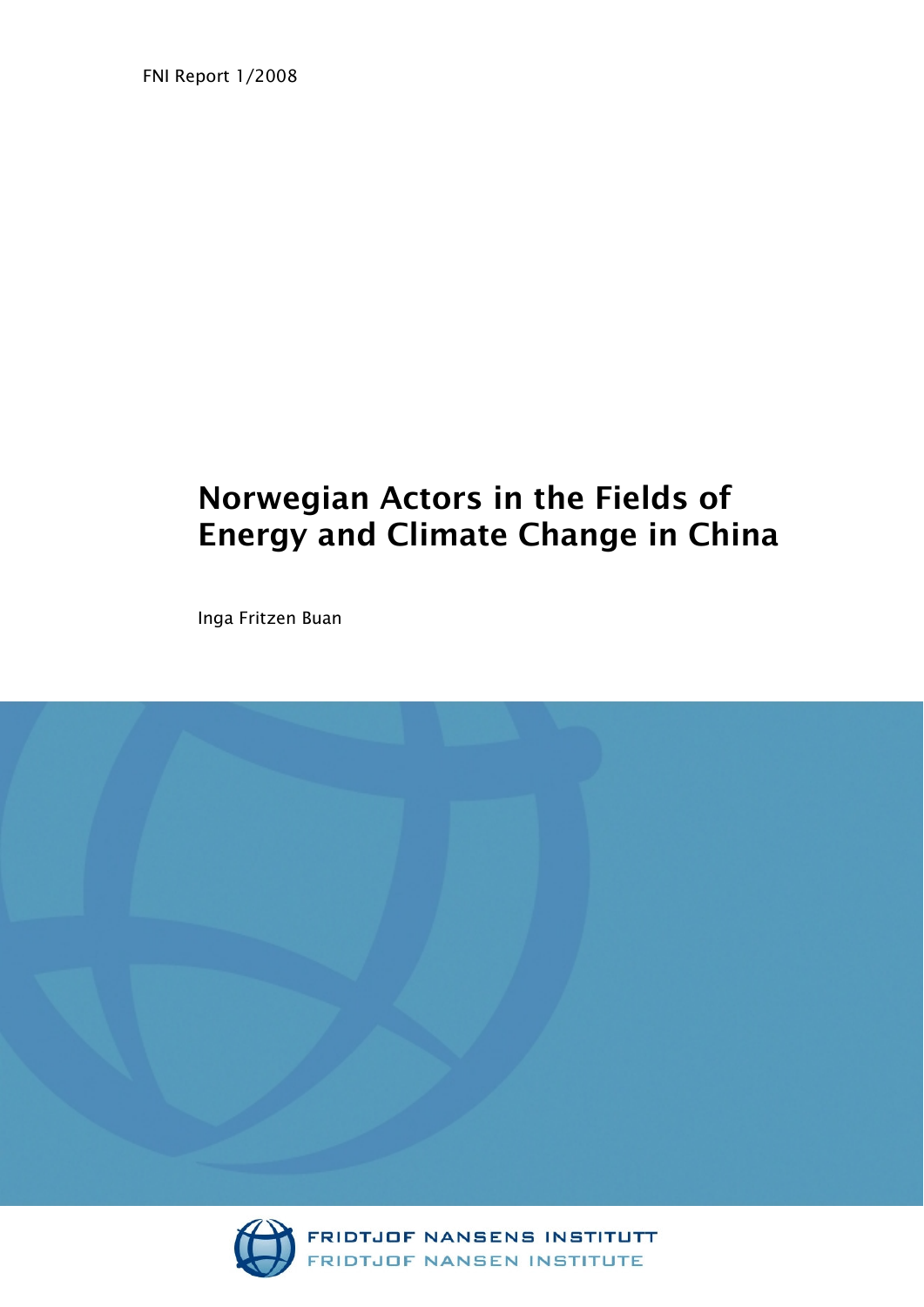FNI Report 1/2008

# Norwegian Actors in the Fields of Energy and Climate Change in China

Inga Fritzen Buan

FRIDTJOF NANSENS INSTITUTT
FRIDTJOF NANSEN INSTITUTE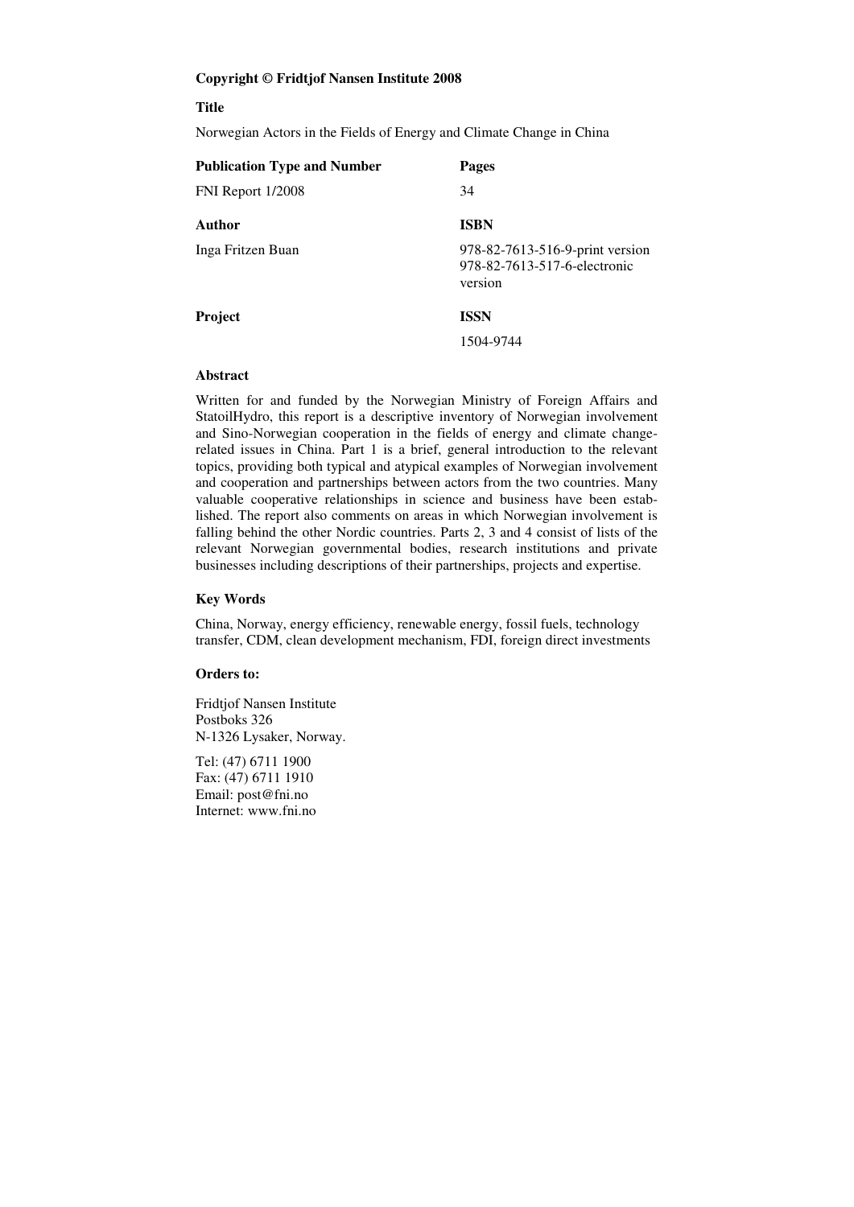**Copyright © Fridtjof Nansen Institute 2008**

**Title**

Norwegian Actors in the Fields of Energy and Climate Change in China

| **Publication Type and Number** | **Pages** |
|---|---|
| FNI Report 1/2008 | 34 |
| **Author** | **ISBN** |
| Inga Fritzen Buan | 978-82-7613-516-9-print version<br>978-82-7613-517-6-electronic version |
| **Project** | **ISSN** |
| | 1504-9744 |

**Abstract**

Written for and funded by the Norwegian Ministry of Foreign Affairs and StatoilHydro, this report is a descriptive inventory of Norwegian involvement and Sino-Norwegian cooperation in the fields of energy and climate change-related issues in China. Part 1 is a brief, general introduction to the relevant topics, providing both typical and atypical examples of Norwegian involvement and cooperation and partnerships between actors from the two countries. Many valuable cooperative relationships in science and business have been established. The report also comments on areas in which Norwegian involvement is falling behind the other Nordic countries. Parts 2, 3 and 4 consist of lists of the relevant Norwegian governmental bodies, research institutions and private businesses including descriptions of their partnerships, projects and expertise.

**Key Words**

China, Norway, energy efficiency, renewable energy, fossil fuels, technology transfer, CDM, clean development mechanism, FDI, foreign direct investments

**Orders to:**

Fridtjof Nansen Institute
Postboks 326
N-1326 Lysaker, Norway.

Tel: (47) 6711 1900
Fax: (47) 6711 1910
Email: post@fni.no
Internet: www.fni.no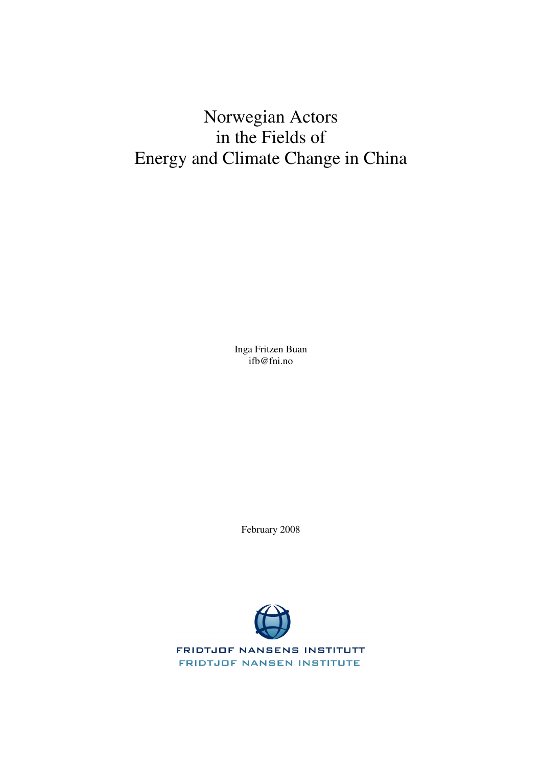# Norwegian Actors in the Fields of Energy and Climate Change in China

Inga Fritzen Buan
ifb@fni.no

February 2008

FRIDTJOF NANSENS INSTITUTT
FRIDTJOF NANSEN INSTITUTE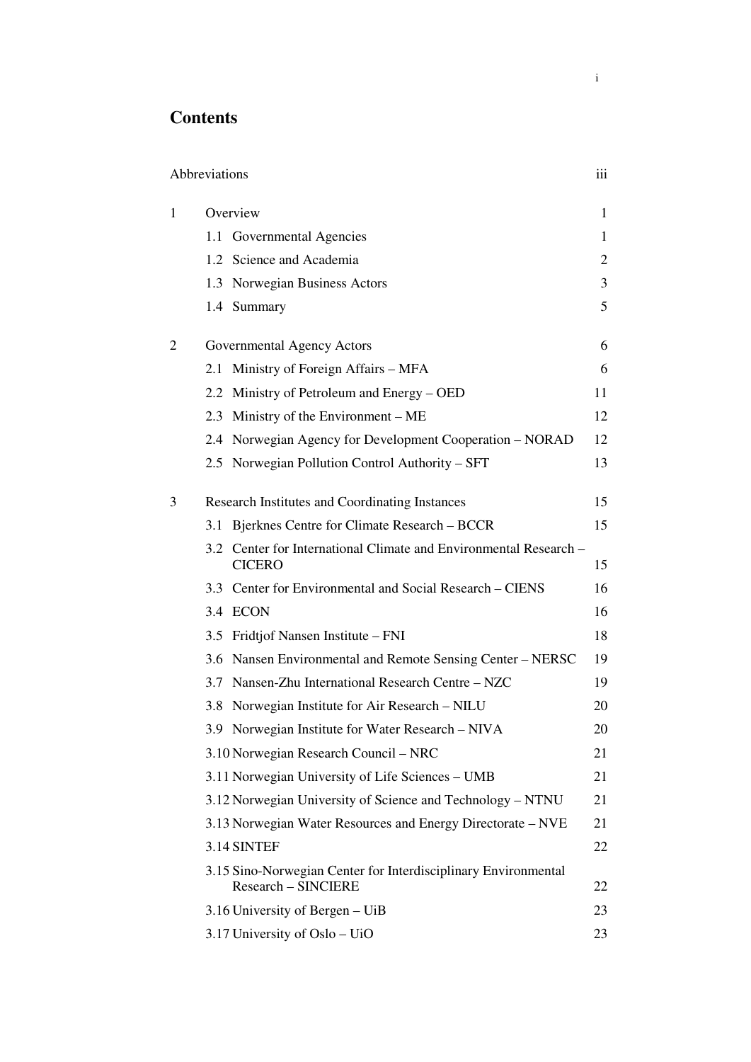# Contents

| | | |
|---|---|---|
| Abbreviations | | iii |
| 1 | Overview | 1 |
| | 1.1 Governmental Agencies | 1 |
| | 1.2 Science and Academia | 2 |
| | 1.3 Norwegian Business Actors | 3 |
| | 1.4 Summary | 5 |
| 2 | Governmental Agency Actors | 6 |
| | 2.1 Ministry of Foreign Affairs – MFA | 6 |
| | 2.2 Ministry of Petroleum and Energy – OED | 11 |
| | 2.3 Ministry of the Environment – ME | 12 |
| | 2.4 Norwegian Agency for Development Cooperation – NORAD | 12 |
| | 2.5 Norwegian Pollution Control Authority – SFT | 13 |
| 3 | Research Institutes and Coordinating Instances | 15 |
| | 3.1 Bjerknes Centre for Climate Research – BCCR | 15 |
| | 3.2 Center for International Climate and Environmental Research – CICERO | 15 |
| | 3.3 Center for Environmental and Social Research – CIENS | 16 |
| | 3.4 ECON | 16 |
| | 3.5 Fridtjof Nansen Institute – FNI | 18 |
| | 3.6 Nansen Environmental and Remote Sensing Center – NERSC | 19 |
| | 3.7 Nansen-Zhu International Research Centre – NZC | 19 |
| | 3.8 Norwegian Institute for Air Research – NILU | 20 |
| | 3.9 Norwegian Institute for Water Research – NIVA | 20 |
| | 3.10 Norwegian Research Council – NRC | 21 |
| | 3.11 Norwegian University of Life Sciences – UMB | 21 |
| | 3.12 Norwegian University of Science and Technology – NTNU | 21 |
| | 3.13 Norwegian Water Resources and Energy Directorate – NVE | 21 |
| | 3.14 SINTEF | 22 |
| | 3.15 Sino-Norwegian Center for Interdisciplinary Environmental Research – SINCIERE | 22 |
| | 3.16 University of Bergen – UiB | 23 |
| | 3.17 University of Oslo – UiO | 23 |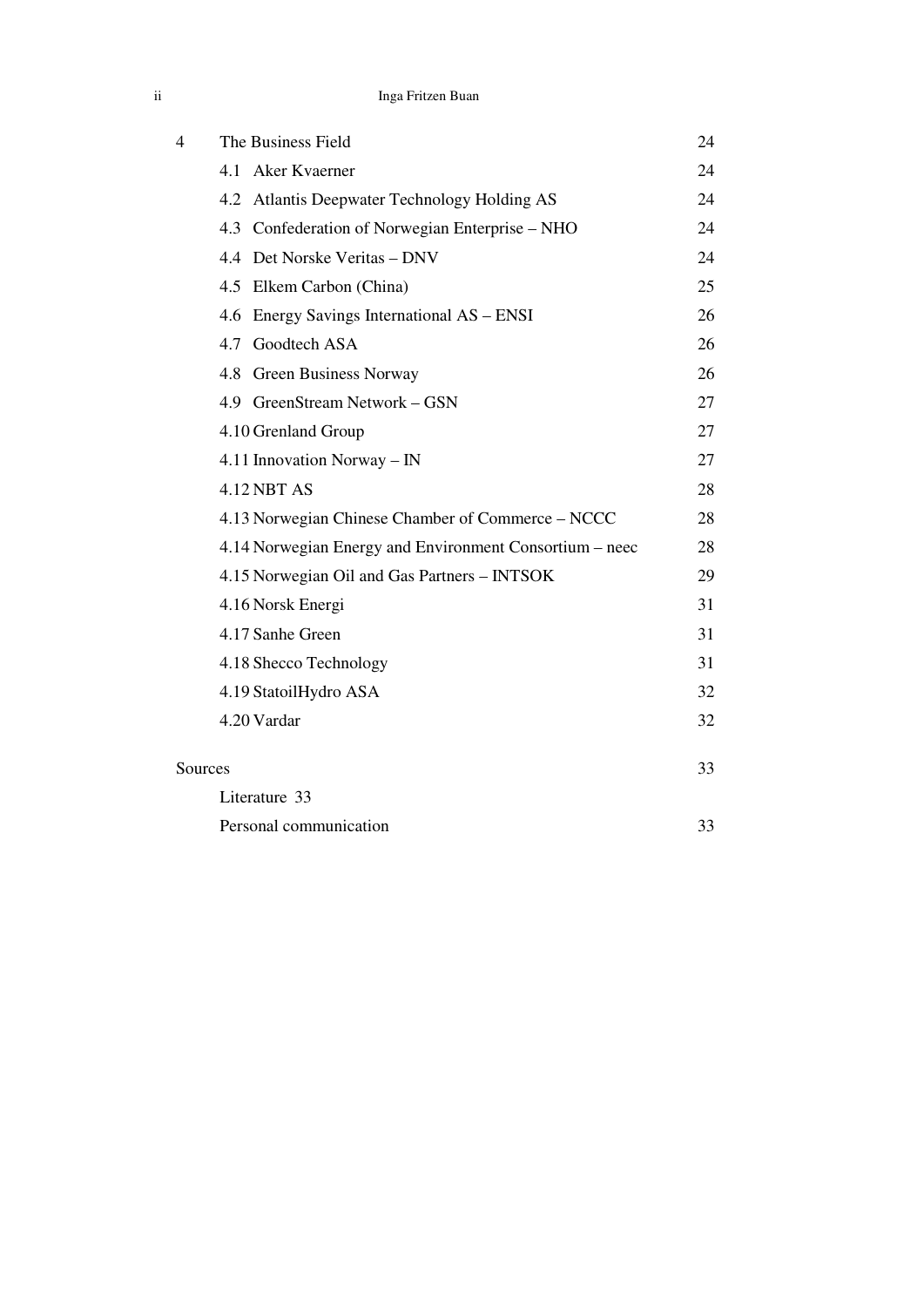| | | |
|---|---|---|
| 4 | The Business Field | 24 |
| | 4.1 Aker Kvaerner | 24 |
| | 4.2 Atlantis Deepwater Technology Holding AS | 24 |
| | 4.3 Confederation of Norwegian Enterprise – NHO | 24 |
| | 4.4 Det Norske Veritas – DNV | 24 |
| | 4.5 Elkem Carbon (China) | 25 |
| | 4.6 Energy Savings International AS – ENSI | 26 |
| | 4.7 Goodtech ASA | 26 |
| | 4.8 Green Business Norway | 26 |
| | 4.9 GreenStream Network – GSN | 27 |
| | 4.10 Grenland Group | 27 |
| | 4.11 Innovation Norway – IN | 27 |
| | 4.12 NBT AS | 28 |
| | 4.13 Norwegian Chinese Chamber of Commerce – NCCC | 28 |
| | 4.14 Norwegian Energy and Environment Consortium – neec | 28 |
| | 4.15 Norwegian Oil and Gas Partners – INTSOK | 29 |
| | 4.16 Norsk Energi | 31 |
| | 4.17 Sanhe Green | 31 |
| | 4.18 Shecco Technology | 31 |
| | 4.19 StatoilHydro ASA | 32 |
| | 4.20 Vardar | 32 |
| Sources | | 33 |
| | Literature | 33 |
| | Personal communication | 33 |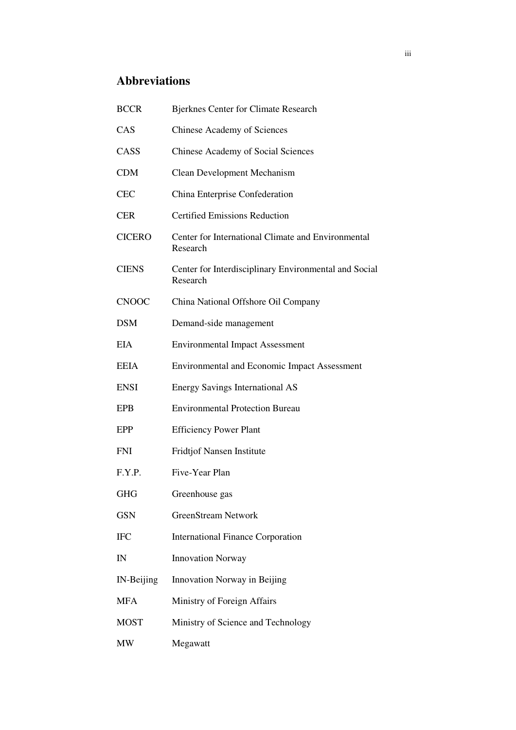## Abbreviations

| | |
|---|---|
| BCCR | Bjerknes Center for Climate Research |
| CAS | Chinese Academy of Sciences |
| CASS | Chinese Academy of Social Sciences |
| CDM | Clean Development Mechanism |
| CEC | China Enterprise Confederation |
| CER | Certified Emissions Reduction |
| CICERO | Center for International Climate and Environmental Research |
| CIENS | Center for Interdisciplinary Environmental and Social Research |
| CNOOC | China National Offshore Oil Company |
| DSM | Demand-side management |
| EIA | Environmental Impact Assessment |
| EEIA | Environmental and Economic Impact Assessment |
| ENSI | Energy Savings International AS |
| EPB | Environmental Protection Bureau |
| EPP | Efficiency Power Plant |
| FNI | Fridtjof Nansen Institute |
| F.Y.P. | Five-Year Plan |
| GHG | Greenhouse gas |
| GSN | GreenStream Network |
| IFC | International Finance Corporation |
| IN | Innovation Norway |
| IN-Beijing | Innovation Norway in Beijing |
| MFA | Ministry of Foreign Affairs |
| MOST | Ministry of Science and Technology |
| MW | Megawatt |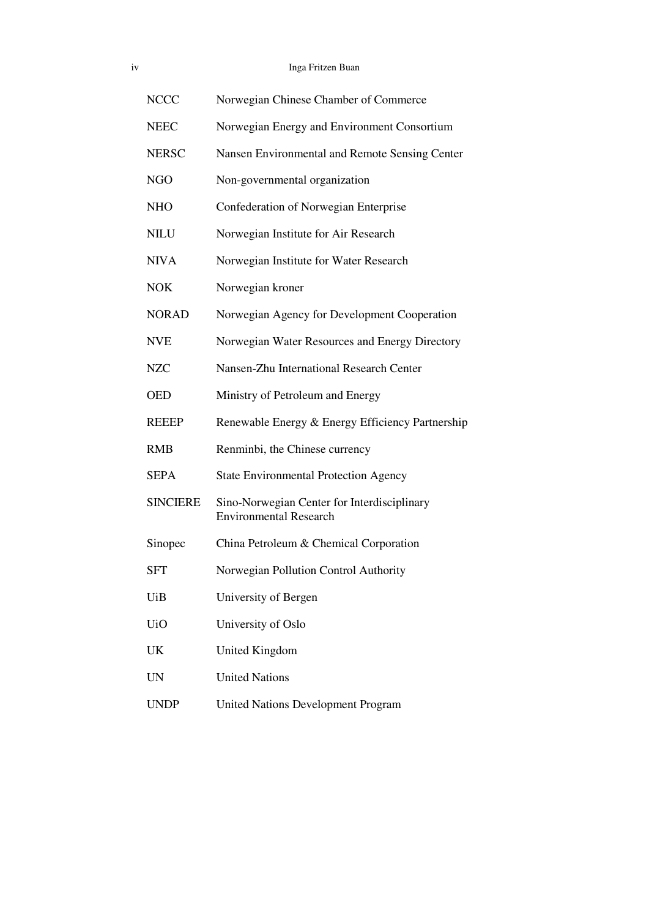| | |
|---|---|
| NCCC | Norwegian Chinese Chamber of Commerce |
| NEEC | Norwegian Energy and Environment Consortium |
| NERSC | Nansen Environmental and Remote Sensing Center |
| NGO | Non-governmental organization |
| NHO | Confederation of Norwegian Enterprise |
| NILU | Norwegian Institute for Air Research |
| NIVA | Norwegian Institute for Water Research |
| NOK | Norwegian kroner |
| NORAD | Norwegian Agency for Development Cooperation |
| NVE | Norwegian Water Resources and Energy Directory |
| NZC | Nansen-Zhu International Research Center |
| OED | Ministry of Petroleum and Energy |
| REEEP | Renewable Energy & Energy Efficiency Partnership |
| RMB | Renminbi, the Chinese currency |
| SEPA | State Environmental Protection Agency |
| SINCIERE | Sino-Norwegian Center for Interdisciplinary Environmental Research |
| Sinopec | China Petroleum & Chemical Corporation |
| SFT | Norwegian Pollution Control Authority |
| UiB | University of Bergen |
| UiO | University of Oslo |
| UK | United Kingdom |
| UN | United Nations |
| UNDP | United Nations Development Program |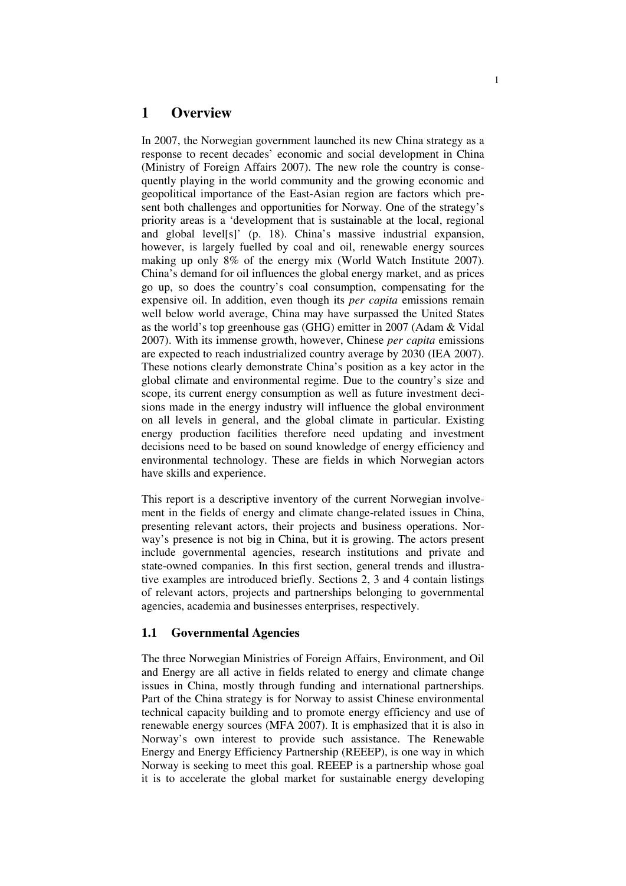# 1 Overview

In 2007, the Norwegian government launched its new China strategy as a response to recent decades' economic and social development in China (Ministry of Foreign Affairs 2007). The new role the country is consequently playing in the world community and the growing economic and geopolitical importance of the East-Asian region are factors which present both challenges and opportunities for Norway. One of the strategy's priority areas is a 'development that is sustainable at the local, regional and global level[s]' (p. 18). China's massive industrial expansion, however, is largely fuelled by coal and oil, renewable energy sources making up only 8% of the energy mix (World Watch Institute 2007). China's demand for oil influences the global energy market, and as prices go up, so does the country's coal consumption, compensating for the expensive oil. In addition, even though its *per capita* emissions remain well below world average, China may have surpassed the United States as the world's top greenhouse gas (GHG) emitter in 2007 (Adam & Vidal 2007). With its immense growth, however, Chinese *per capita* emissions are expected to reach industrialized country average by 2030 (IEA 2007). These notions clearly demonstrate China's position as a key actor in the global climate and environmental regime. Due to the country's size and scope, its current energy consumption as well as future investment decisions made in the energy industry will influence the global environment on all levels in general, and the global climate in particular. Existing energy production facilities therefore need updating and investment decisions need to be based on sound knowledge of energy efficiency and environmental technology. These are fields in which Norwegian actors have skills and experience.

This report is a descriptive inventory of the current Norwegian involvement in the fields of energy and climate change-related issues in China, presenting relevant actors, their projects and business operations. Norway's presence is not big in China, but it is growing. The actors present include governmental agencies, research institutions and private and state-owned companies. In this first section, general trends and illustrative examples are introduced briefly. Sections 2, 3 and 4 contain listings of relevant actors, projects and partnerships belonging to governmental agencies, academia and businesses enterprises, respectively.

## 1.1 Governmental Agencies

The three Norwegian Ministries of Foreign Affairs, Environment, and Oil and Energy are all active in fields related to energy and climate change issues in China, mostly through funding and international partnerships. Part of the China strategy is for Norway to assist Chinese environmental technical capacity building and to promote energy efficiency and use of renewable energy sources (MFA 2007). It is emphasized that it is also in Norway's own interest to provide such assistance. The Renewable Energy and Energy Efficiency Partnership (REEEP), is one way in which Norway is seeking to meet this goal. REEEP is a partnership whose goal it is to accelerate the global market for sustainable energy developing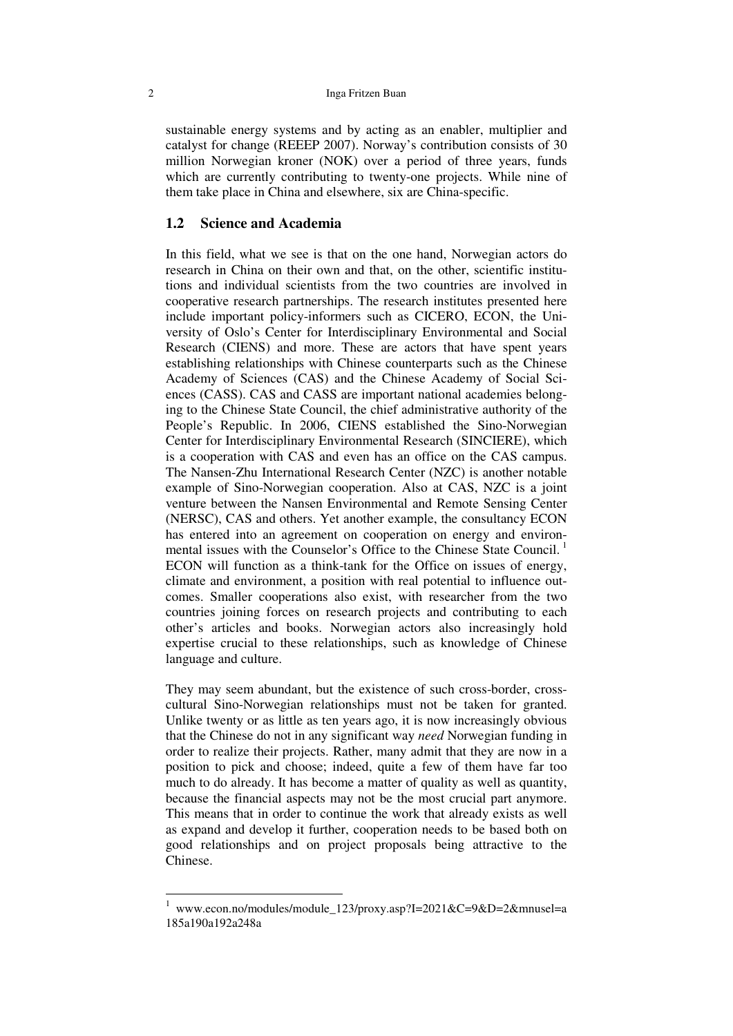sustainable energy systems and by acting as an enabler, multiplier and catalyst for change (REEEP 2007). Norway's contribution consists of 30 million Norwegian kroner (NOK) over a period of three years, funds which are currently contributing to twenty-one projects. While nine of them take place in China and elsewhere, six are China-specific.

## 1.2 Science and Academia

In this field, what we see is that on the one hand, Norwegian actors do research in China on their own and that, on the other, scientific institutions and individual scientists from the two countries are involved in cooperative research partnerships. The research institutes presented here include important policy-informers such as CICERO, ECON, the University of Oslo's Center for Interdisciplinary Environmental and Social Research (CIENS) and more. These are actors that have spent years establishing relationships with Chinese counterparts such as the Chinese Academy of Sciences (CAS) and the Chinese Academy of Social Sciences (CASS). CAS and CASS are important national academies belonging to the Chinese State Council, the chief administrative authority of the People's Republic. In 2006, CIENS established the Sino-Norwegian Center for Interdisciplinary Environmental Research (SINCIERE), which is a cooperation with CAS and even has an office on the CAS campus. The Nansen-Zhu International Research Center (NZC) is another notable example of Sino-Norwegian cooperation. Also at CAS, NZC is a joint venture between the Nansen Environmental and Remote Sensing Center (NERSC), CAS and others. Yet another example, the consultancy ECON has entered into an agreement on cooperation on energy and environmental issues with the Counselor's Office to the Chinese State Council.[1] ECON will function as a think-tank for the Office on issues of energy, climate and environment, a position with real potential to influence outcomes. Smaller cooperations also exist, with researcher from the two countries joining forces on research projects and contributing to each other's articles and books. Norwegian actors also increasingly hold expertise crucial to these relationships, such as knowledge of Chinese language and culture.

They may seem abundant, but the existence of such cross-border, cross-cultural Sino-Norwegian relationships must not be taken for granted. Unlike twenty or as little as ten years ago, it is now increasingly obvious that the Chinese do not in any significant way *need* Norwegian funding in order to realize their projects. Rather, many admit that they are now in a position to pick and choose; indeed, quite a few of them have far too much to do already. It has become a matter of quality as well as quantity, because the financial aspects may not be the most crucial part anymore. This means that in order to continue the work that already exists as well as expand and develop it further, cooperation needs to be based both on good relationships and on project proposals being attractive to the Chinese.

---

[1] www.econ.no/modules/module_123/proxy.asp?I=2021&C=9&D=2&mnusel=a185a190a192a248a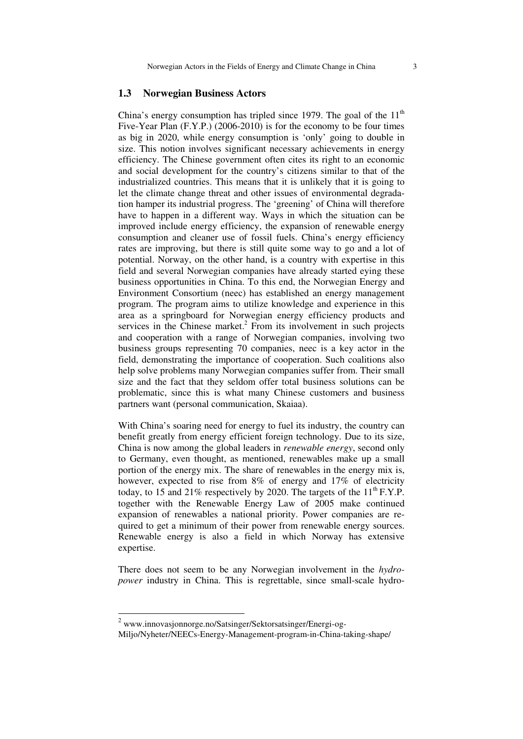## 1.3 Norwegian Business Actors

China's energy consumption has tripled since 1979. The goal of the 11th Five-Year Plan (F.Y.P.) (2006-2010) is for the economy to be four times as big in 2020, while energy consumption is 'only' going to double in size. This notion involves significant necessary achievements in energy efficiency. The Chinese government often cites its right to an economic and social development for the country's citizens similar to that of the industrialized countries. This means that it is unlikely that it is going to let the climate change threat and other issues of environmental degradation hamper its industrial progress. The 'greening' of China will therefore have to happen in a different way. Ways in which the situation can be improved include energy efficiency, the expansion of renewable energy consumption and cleaner use of fossil fuels. China's energy efficiency rates are improving, but there is still quite some way to go and a lot of potential. Norway, on the other hand, is a country with expertise in this field and several Norwegian companies have already started eying these business opportunities in China. To this end, the Norwegian Energy and Environment Consortium (neec) has established an energy management program. The program aims to utilize knowledge and experience in this area as a springboard for Norwegian energy efficiency products and services in the Chinese market.[2] From its involvement in such projects and cooperation with a range of Norwegian companies, involving two business groups representing 70 companies, neec is a key actor in the field, demonstrating the importance of cooperation. Such coalitions also help solve problems many Norwegian companies suffer from. Their small size and the fact that they seldom offer total business solutions can be problematic, since this is what many Chinese customers and business partners want (personal communication, Skaiaa).

With China's soaring need for energy to fuel its industry, the country can benefit greatly from energy efficient foreign technology. Due to its size, China is now among the global leaders in *renewable energy*, second only to Germany, even thought, as mentioned, renewables make up a small portion of the energy mix. The share of renewables in the energy mix is, however, expected to rise from 8% of energy and 17% of electricity today, to 15 and 21% respectively by 2020. The targets of the 11th F.Y.P. together with the Renewable Energy Law of 2005 make continued expansion of renewables a national priority. Power companies are required to get a minimum of their power from renewable energy sources. Renewable energy is also a field in which Norway has extensive expertise.

There does not seem to be any Norwegian involvement in the *hydropower* industry in China. This is regrettable, since small-scale hydro-

[2] www.innovasjonnorge.no/Satsinger/Sektorsatsinger/Energi-og-Miljo/Nyheter/NEECs-Energy-Management-program-in-China-taking-shape/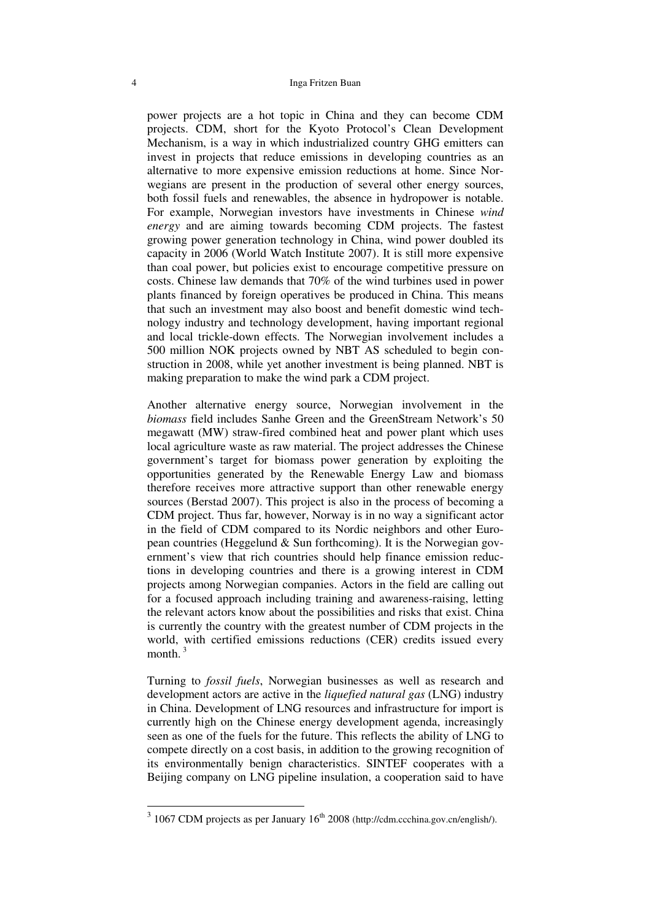power projects are a hot topic in China and they can become CDM projects. CDM, short for the Kyoto Protocol's Clean Development Mechanism, is a way in which industrialized country GHG emitters can invest in projects that reduce emissions in developing countries as an alternative to more expensive emission reductions at home. Since Norwegians are present in the production of several other energy sources, both fossil fuels and renewables, the absence in hydropower is notable. For example, Norwegian investors have investments in Chinese *wind energy* and are aiming towards becoming CDM projects. The fastest growing power generation technology in China, wind power doubled its capacity in 2006 (World Watch Institute 2007). It is still more expensive than coal power, but policies exist to encourage competitive pressure on costs. Chinese law demands that 70% of the wind turbines used in power plants financed by foreign operatives be produced in China. This means that such an investment may also boost and benefit domestic wind technology industry and technology development, having important regional and local trickle-down effects. The Norwegian involvement includes a 500 million NOK projects owned by NBT AS scheduled to begin construction in 2008, while yet another investment is being planned. NBT is making preparation to make the wind park a CDM project.

Another alternative energy source, Norwegian involvement in the *biomass* field includes Sanhe Green and the GreenStream Network's 50 megawatt (MW) straw-fired combined heat and power plant which uses local agriculture waste as raw material. The project addresses the Chinese government's target for biomass power generation by exploiting the opportunities generated by the Renewable Energy Law and biomass therefore receives more attractive support than other renewable energy sources (Berstad 2007). This project is also in the process of becoming a CDM project. Thus far, however, Norway is in no way a significant actor in the field of CDM compared to its Nordic neighbors and other European countries (Heggelund & Sun forthcoming). It is the Norwegian government's view that rich countries should help finance emission reductions in developing countries and there is a growing interest in CDM projects among Norwegian companies. Actors in the field are calling out for a focused approach including training and awareness-raising, letting the relevant actors know about the possibilities and risks that exist. China is currently the country with the greatest number of CDM projects in the world, with certified emissions reductions (CER) credits issued every month. [3]

Turning to *fossil fuels*, Norwegian businesses as well as research and development actors are active in the *liquefied natural gas* (LNG) industry in China. Development of LNG resources and infrastructure for import is currently high on the Chinese energy development agenda, increasingly seen as one of the fuels for the future. This reflects the ability of LNG to compete directly on a cost basis, in addition to the growing recognition of its environmentally benign characteristics. SINTEF cooperates with a Beijing company on LNG pipeline insulation, a cooperation said to have

[3] 1067 CDM projects as per January 16th 2008 (http://cdm.ccchina.gov.cn/english/).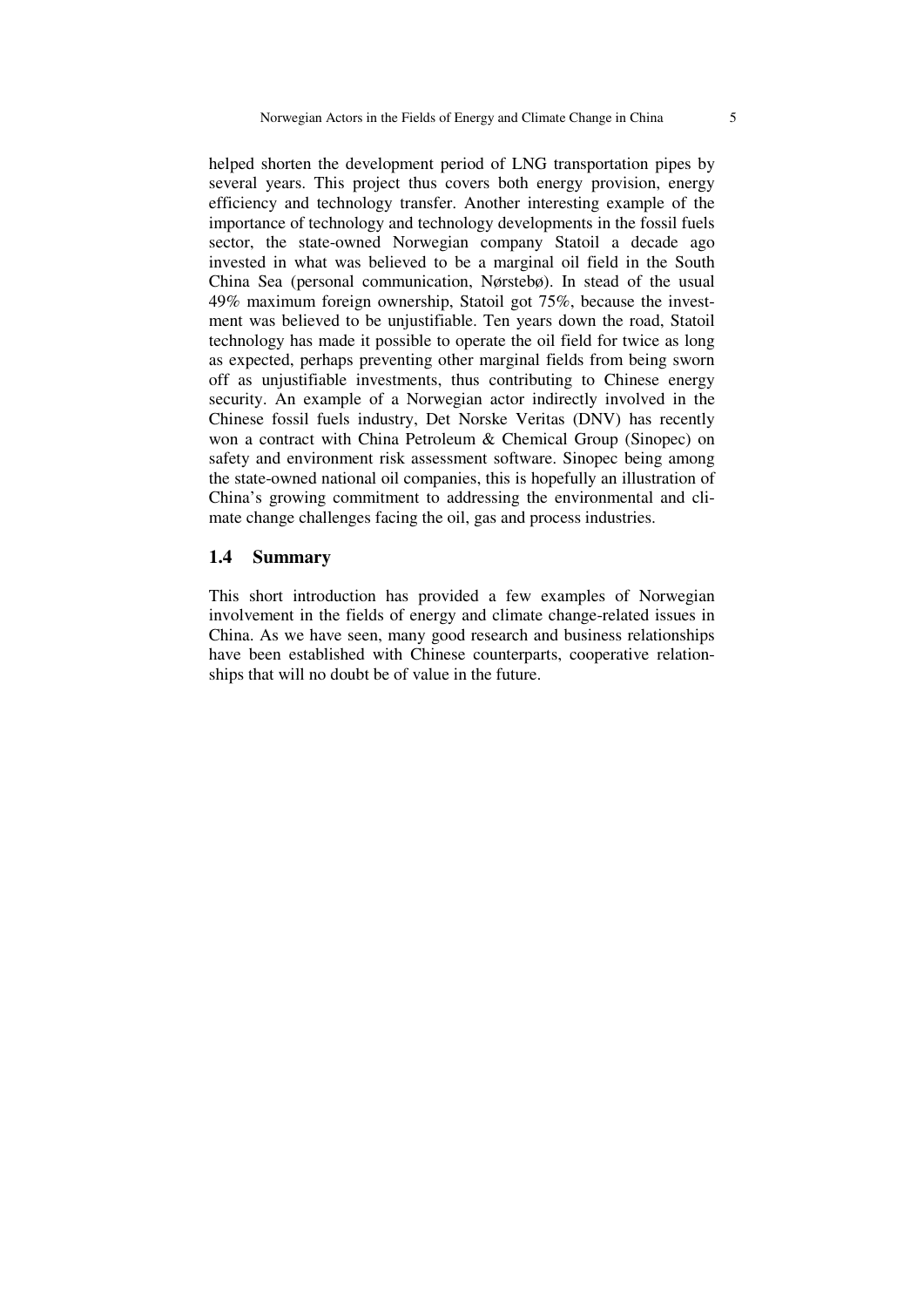helped shorten the development period of LNG transportation pipes by several years. This project thus covers both energy provision, energy efficiency and technology transfer. Another interesting example of the importance of technology and technology developments in the fossil fuels sector, the state-owned Norwegian company Statoil a decade ago invested in what was believed to be a marginal oil field in the South China Sea (personal communication, Nørstebø). In stead of the usual 49% maximum foreign ownership, Statoil got 75%, because the investment was believed to be unjustifiable. Ten years down the road, Statoil technology has made it possible to operate the oil field for twice as long as expected, perhaps preventing other marginal fields from being sworn off as unjustifiable investments, thus contributing to Chinese energy security. An example of a Norwegian actor indirectly involved in the Chinese fossil fuels industry, Det Norske Veritas (DNV) has recently won a contract with China Petroleum & Chemical Group (Sinopec) on safety and environment risk assessment software. Sinopec being among the state-owned national oil companies, this is hopefully an illustration of China's growing commitment to addressing the environmental and climate change challenges facing the oil, gas and process industries.

## 1.4 Summary

This short introduction has provided a few examples of Norwegian involvement in the fields of energy and climate change-related issues in China. As we have seen, many good research and business relationships have been established with Chinese counterparts, cooperative relationships that will no doubt be of value in the future.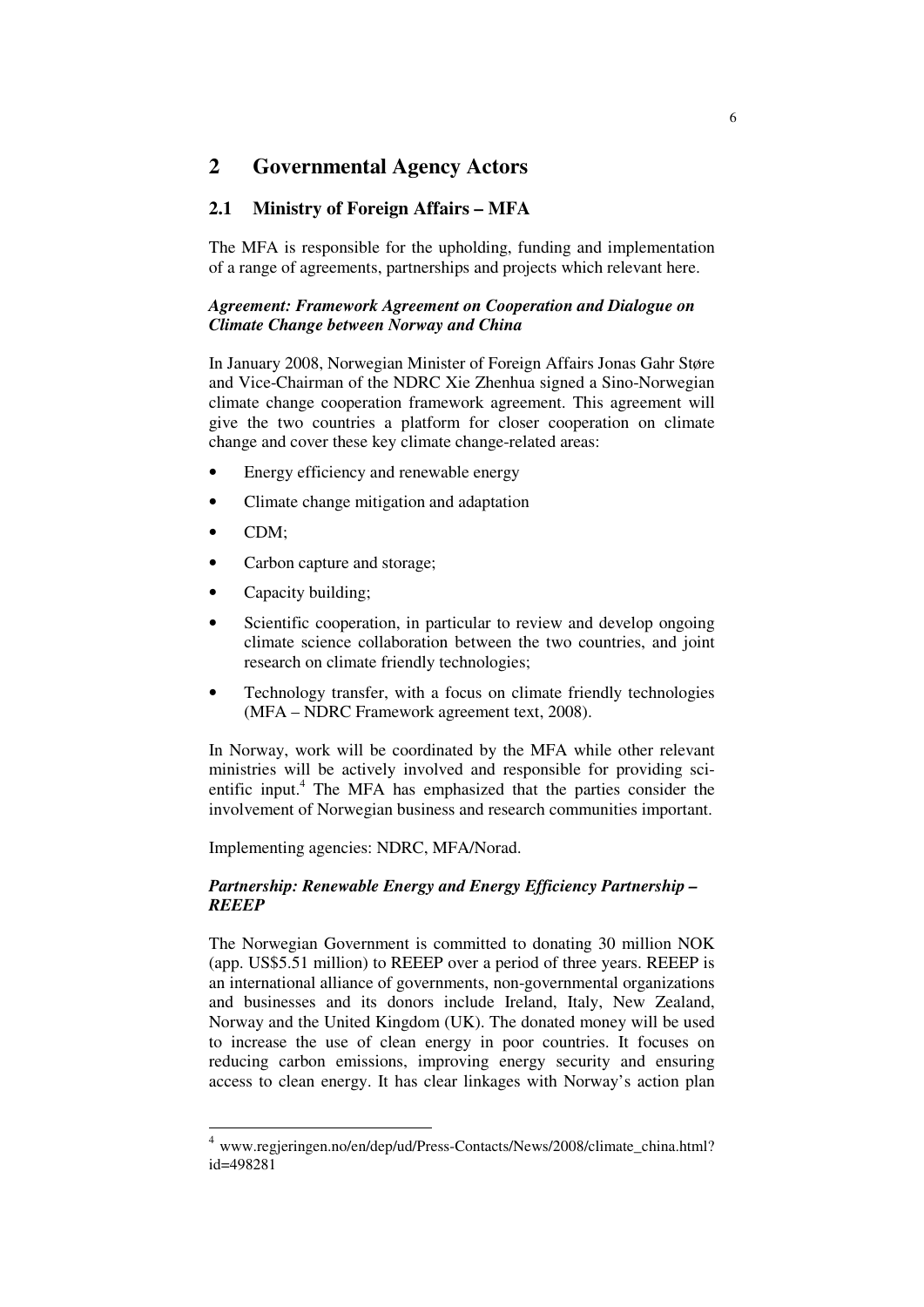# 2 Governmental Agency Actors

## 2.1 Ministry of Foreign Affairs – MFA

The MFA is responsible for the upholding, funding and implementation of a range of agreements, partnerships and projects which relevant here.

***Agreement: Framework Agreement on Cooperation and Dialogue on Climate Change between Norway and China***

In January 2008, Norwegian Minister of Foreign Affairs Jonas Gahr Støre and Vice-Chairman of the NDRC Xie Zhenhua signed a Sino-Norwegian climate change cooperation framework agreement. This agreement will give the two countries a platform for closer cooperation on climate change and cover these key climate change-related areas:

- Energy efficiency and renewable energy
- Climate change mitigation and adaptation
- CDM;
- Carbon capture and storage;
- Capacity building;
- Scientific cooperation, in particular to review and develop ongoing climate science collaboration between the two countries, and joint research on climate friendly technologies;
- Technology transfer, with a focus on climate friendly technologies (MFA – NDRC Framework agreement text, 2008).

In Norway, work will be coordinated by the MFA while other relevant ministries will be actively involved and responsible for providing scientific input.[4] The MFA has emphasized that the parties consider the involvement of Norwegian business and research communities important.

Implementing agencies: NDRC, MFA/Norad.

***Partnership: Renewable Energy and Energy Efficiency Partnership – REEEP***

The Norwegian Government is committed to donating 30 million NOK (app. US$5.51 million) to REEEP over a period of three years. REEEP is an international alliance of governments, non-governmental organizations and businesses and its donors include Ireland, Italy, New Zealand, Norway and the United Kingdom (UK). The donated money will be used to increase the use of clean energy in poor countries. It focuses on reducing carbon emissions, improving energy security and ensuring access to clean energy. It has clear linkages with Norway's action plan

---

[4] www.regjeringen.no/en/dep/ud/Press-Contacts/News/2008/climate_china.html?id=498281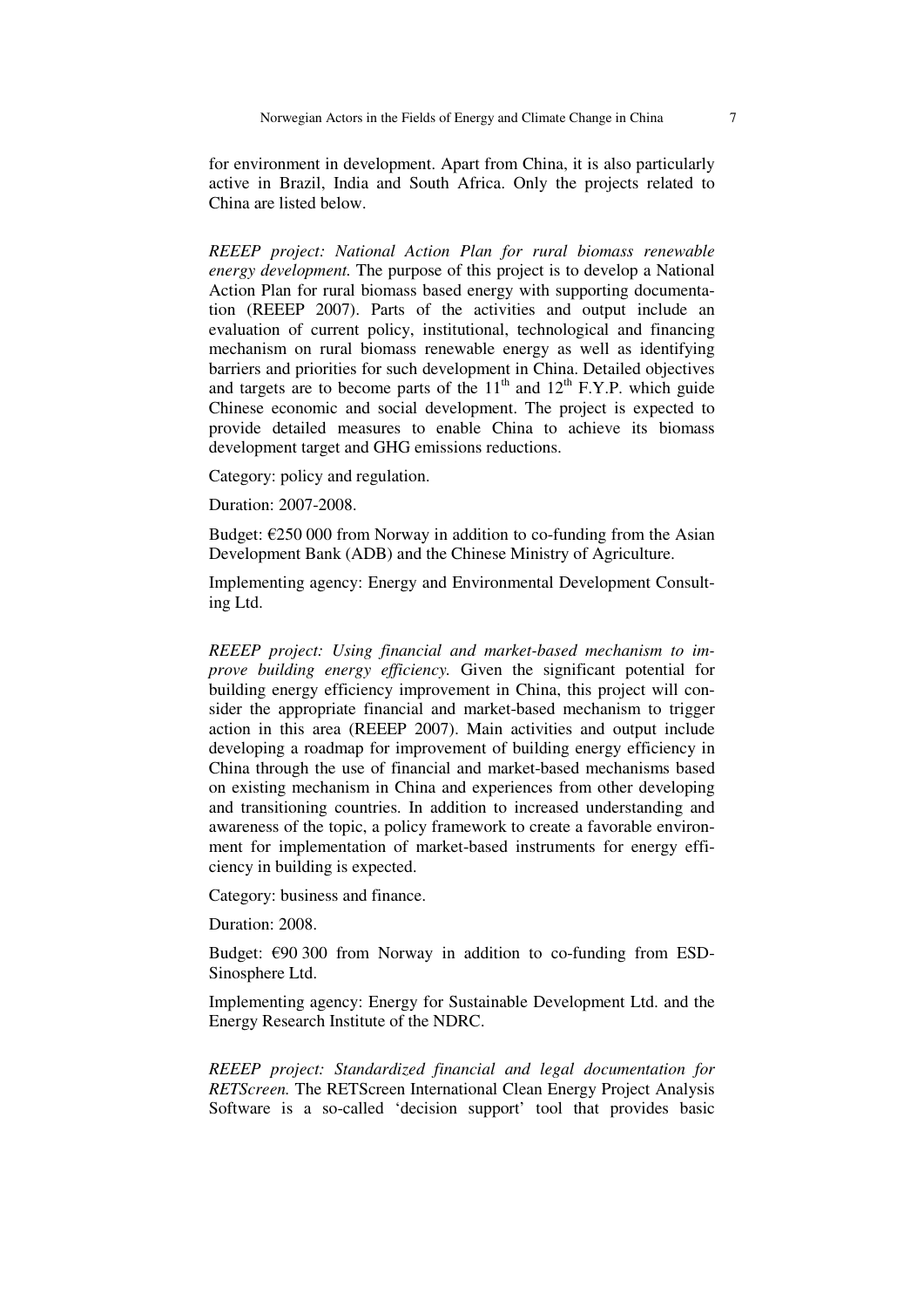for environment in development. Apart from China, it is also particularly active in Brazil, India and South Africa. Only the projects related to China are listed below.

*REEEP project: National Action Plan for rural biomass renewable energy development.* The purpose of this project is to develop a National Action Plan for rural biomass based energy with supporting documentation (REEEP 2007). Parts of the activities and output include an evaluation of current policy, institutional, technological and financing mechanism on rural biomass renewable energy as well as identifying barriers and priorities for such development in China. Detailed objectives and targets are to become parts of the 11th and 12th F.Y.P. which guide Chinese economic and social development. The project is expected to provide detailed measures to enable China to achieve its biomass development target and GHG emissions reductions.

Category: policy and regulation.

Duration: 2007-2008.

Budget: €250 000 from Norway in addition to co-funding from the Asian Development Bank (ADB) and the Chinese Ministry of Agriculture.

Implementing agency: Energy and Environmental Development Consulting Ltd.

*REEEP project: Using financial and market-based mechanism to improve building energy efficiency.* Given the significant potential for building energy efficiency improvement in China, this project will consider the appropriate financial and market-based mechanism to trigger action in this area (REEEP 2007). Main activities and output include developing a roadmap for improvement of building energy efficiency in China through the use of financial and market-based mechanisms based on existing mechanism in China and experiences from other developing and transitioning countries. In addition to increased understanding and awareness of the topic, a policy framework to create a favorable environment for implementation of market-based instruments for energy efficiency in building is expected.

Category: business and finance.

Duration: 2008.

Budget: €90 300 from Norway in addition to co-funding from ESD-Sinosphere Ltd.

Implementing agency: Energy for Sustainable Development Ltd. and the Energy Research Institute of the NDRC.

*REEEP project: Standardized financial and legal documentation for RETScreen.* The RETScreen International Clean Energy Project Analysis Software is a so-called 'decision support' tool that provides basic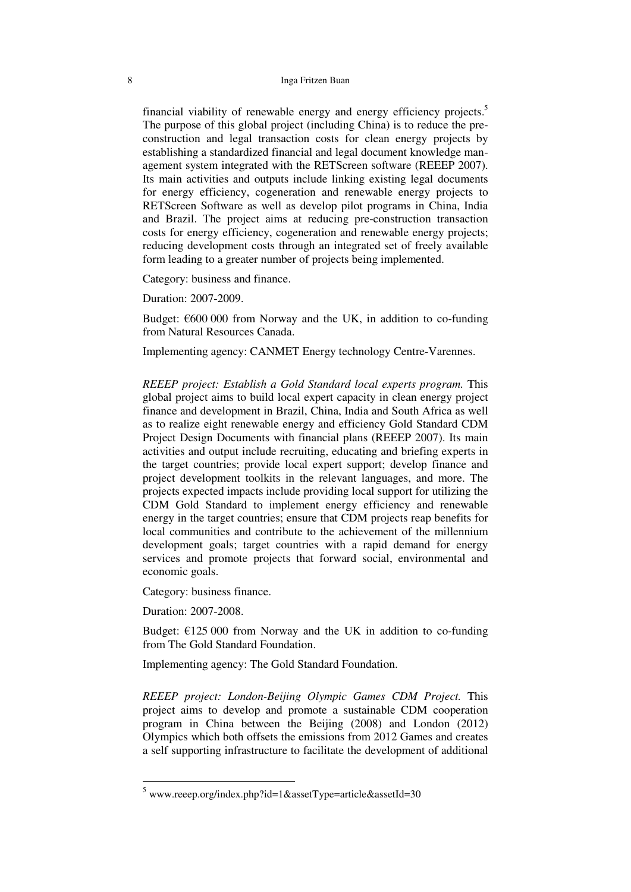financial viability of renewable energy and energy efficiency projects.[5] The purpose of this global project (including China) is to reduce the pre-construction and legal transaction costs for clean energy projects by establishing a standardized financial and legal document knowledge management system integrated with the RETScreen software (REEEP 2007). Its main activities and outputs include linking existing legal documents for energy efficiency, cogeneration and renewable energy projects to RETScreen Software as well as develop pilot programs in China, India and Brazil. The project aims at reducing pre-construction transaction costs for energy efficiency, cogeneration and renewable energy projects; reducing development costs through an integrated set of freely available form leading to a greater number of projects being implemented.

Category: business and finance.

Duration: 2007-2009.

Budget: €600 000 from Norway and the UK, in addition to co-funding from Natural Resources Canada.

Implementing agency: CANMET Energy technology Centre-Varennes.

*REEEP project: Establish a Gold Standard local experts program.* This global project aims to build local expert capacity in clean energy project finance and development in Brazil, China, India and South Africa as well as to realize eight renewable energy and efficiency Gold Standard CDM Project Design Documents with financial plans (REEEP 2007). Its main activities and output include recruiting, educating and briefing experts in the target countries; provide local expert support; develop finance and project development toolkits in the relevant languages, and more. The projects expected impacts include providing local support for utilizing the CDM Gold Standard to implement energy efficiency and renewable energy in the target countries; ensure that CDM projects reap benefits for local communities and contribute to the achievement of the millennium development goals; target countries with a rapid demand for energy services and promote projects that forward social, environmental and economic goals.

Category: business finance.

Duration: 2007-2008.

Budget: €125 000 from Norway and the UK in addition to co-funding from The Gold Standard Foundation.

Implementing agency: The Gold Standard Foundation.

*REEEP project: London-Beijing Olympic Games CDM Project.* This project aims to develop and promote a sustainable CDM cooperation program in China between the Beijing (2008) and London (2012) Olympics which both offsets the emissions from 2012 Games and creates a self supporting infrastructure to facilitate the development of additional

[5] www.reeep.org/index.php?id=1&assetType=article&assetId=30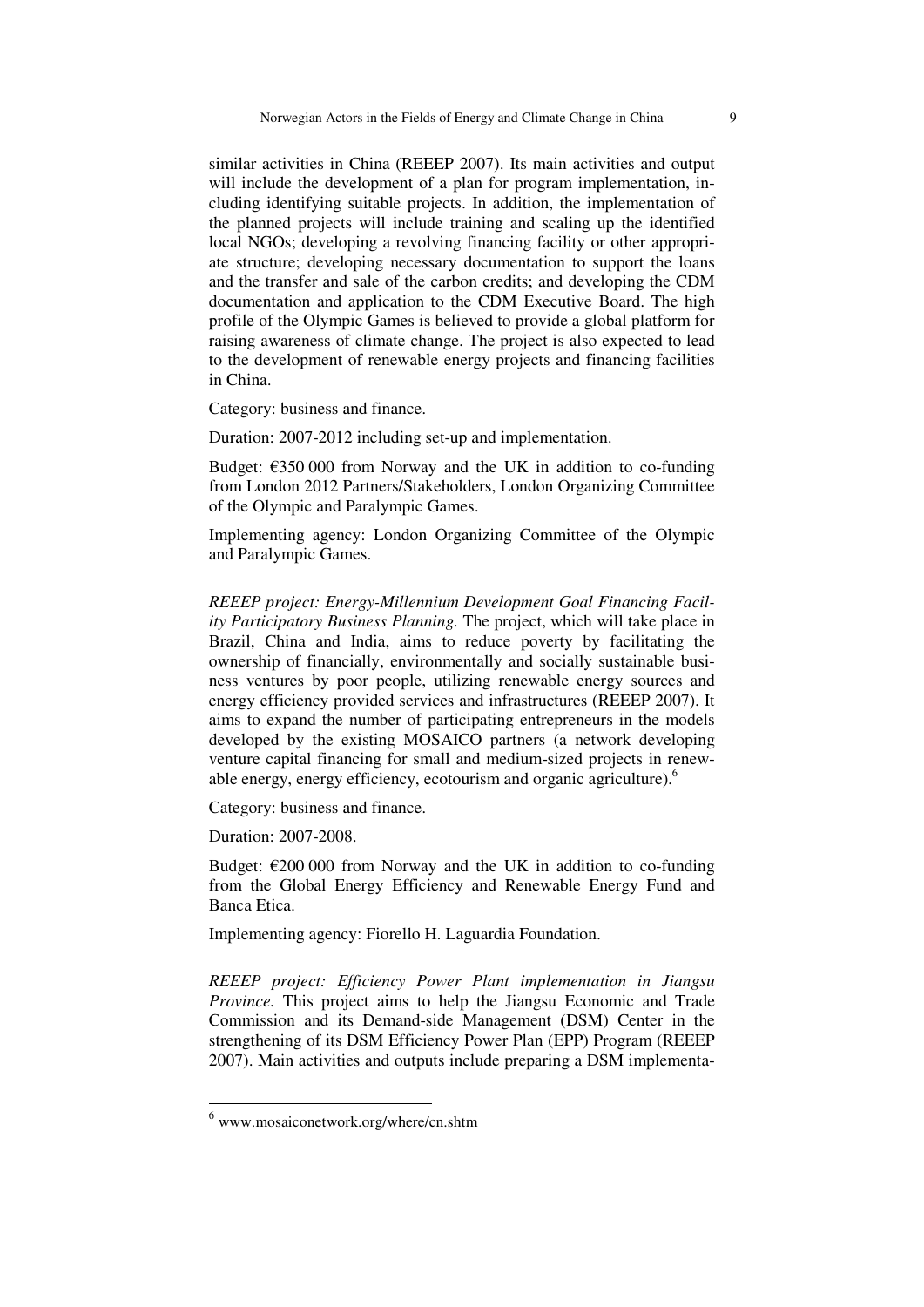similar activities in China (REEEP 2007). Its main activities and output will include the development of a plan for program implementation, including identifying suitable projects. In addition, the implementation of the planned projects will include training and scaling up the identified local NGOs; developing a revolving financing facility or other appropriate structure; developing necessary documentation to support the loans and the transfer and sale of the carbon credits; and developing the CDM documentation and application to the CDM Executive Board. The high profile of the Olympic Games is believed to provide a global platform for raising awareness of climate change. The project is also expected to lead to the development of renewable energy projects and financing facilities in China.

Category: business and finance.

Duration: 2007-2012 including set-up and implementation.

Budget: €350 000 from Norway and the UK in addition to co-funding from London 2012 Partners/Stakeholders, London Organizing Committee of the Olympic and Paralympic Games.

Implementing agency: London Organizing Committee of the Olympic and Paralympic Games.

*REEEP project: Energy-Millennium Development Goal Financing Facility Participatory Business Planning.* The project, which will take place in Brazil, China and India, aims to reduce poverty by facilitating the ownership of financially, environmentally and socially sustainable business ventures by poor people, utilizing renewable energy sources and energy efficiency provided services and infrastructures (REEEP 2007). It aims to expand the number of participating entrepreneurs in the models developed by the existing MOSAICO partners (a network developing venture capital financing for small and medium-sized projects in renewable energy, energy efficiency, ecotourism and organic agriculture).[6]

Category: business and finance.

Duration: 2007-2008.

Budget: €200 000 from Norway and the UK in addition to co-funding from the Global Energy Efficiency and Renewable Energy Fund and Banca Etica.

Implementing agency: Fiorello H. Laguardia Foundation.

*REEEP project: Efficiency Power Plant implementation in Jiangsu Province.* This project aims to help the Jiangsu Economic and Trade Commission and its Demand-side Management (DSM) Center in the strengthening of its DSM Efficiency Power Plan (EPP) Program (REEEP 2007). Main activities and outputs include preparing a DSM implementa-

[6] www.mosaiconetwork.org/where/cn.shtm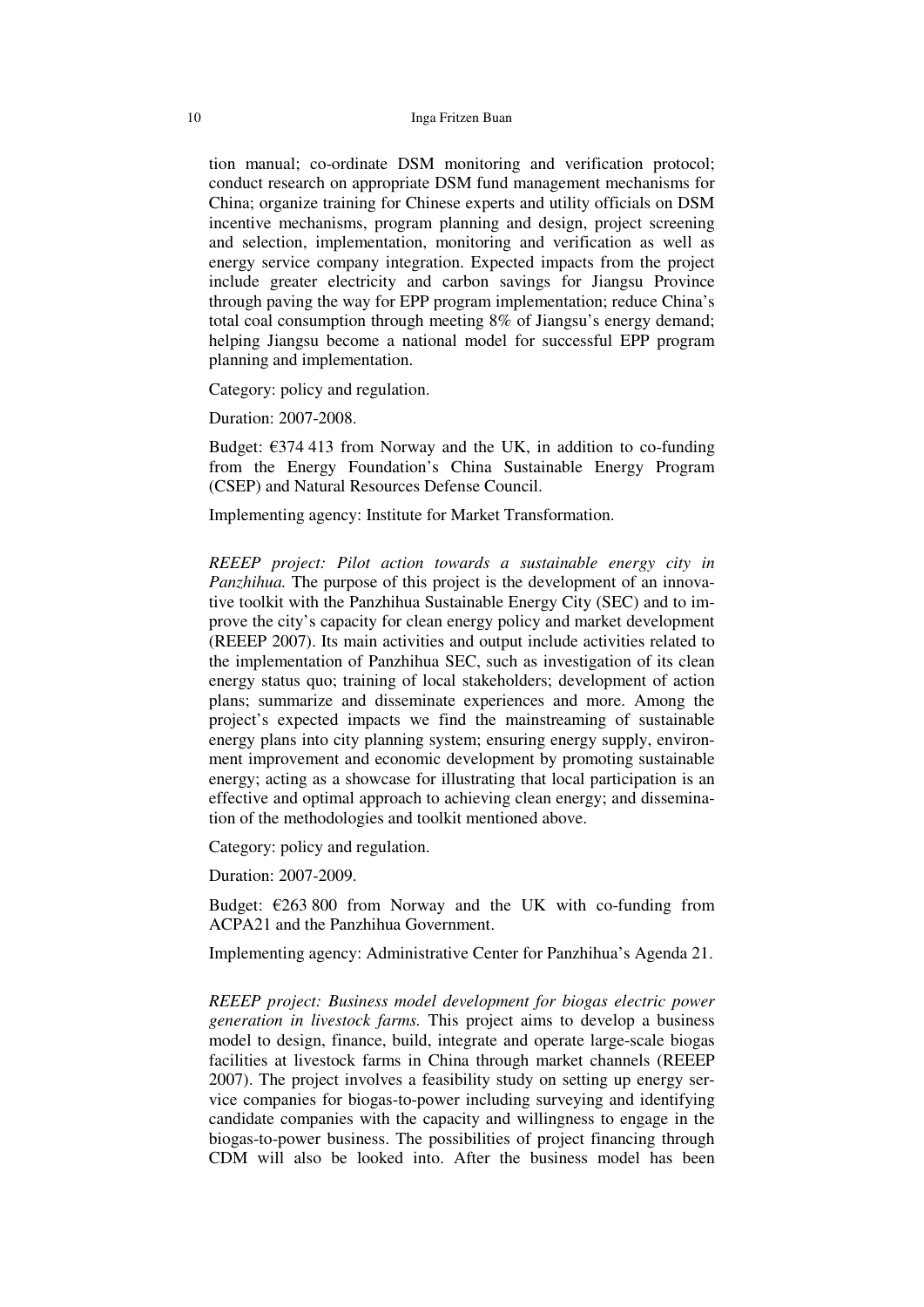tion manual; co-ordinate DSM monitoring and verification protocol; conduct research on appropriate DSM fund management mechanisms for China; organize training for Chinese experts and utility officials on DSM incentive mechanisms, program planning and design, project screening and selection, implementation, monitoring and verification as well as energy service company integration. Expected impacts from the project include greater electricity and carbon savings for Jiangsu Province through paving the way for EPP program implementation; reduce China's total coal consumption through meeting 8% of Jiangsu's energy demand; helping Jiangsu become a national model for successful EPP program planning and implementation.

Category: policy and regulation.

Duration: 2007-2008.

Budget: €374 413 from Norway and the UK, in addition to co-funding from the Energy Foundation's China Sustainable Energy Program (CSEP) and Natural Resources Defense Council.

Implementing agency: Institute for Market Transformation.

*REEEP project: Pilot action towards a sustainable energy city in Panzhihua.* The purpose of this project is the development of an innovative toolkit with the Panzhihua Sustainable Energy City (SEC) and to improve the city's capacity for clean energy policy and market development (REEEP 2007). Its main activities and output include activities related to the implementation of Panzhihua SEC, such as investigation of its clean energy status quo; training of local stakeholders; development of action plans; summarize and disseminate experiences and more. Among the project's expected impacts we find the mainstreaming of sustainable energy plans into city planning system; ensuring energy supply, environment improvement and economic development by promoting sustainable energy; acting as a showcase for illustrating that local participation is an effective and optimal approach to achieving clean energy; and dissemination of the methodologies and toolkit mentioned above.

Category: policy and regulation.

Duration: 2007-2009.

Budget: €263 800 from Norway and the UK with co-funding from ACPA21 and the Panzhihua Government.

Implementing agency: Administrative Center for Panzhihua's Agenda 21.

*REEEP project: Business model development for biogas electric power generation in livestock farms.* This project aims to develop a business model to design, finance, build, integrate and operate large-scale biogas facilities at livestock farms in China through market channels (REEEP 2007). The project involves a feasibility study on setting up energy service companies for biogas-to-power including surveying and identifying candidate companies with the capacity and willingness to engage in the biogas-to-power business. The possibilities of project financing through CDM will also be looked into. After the business model has been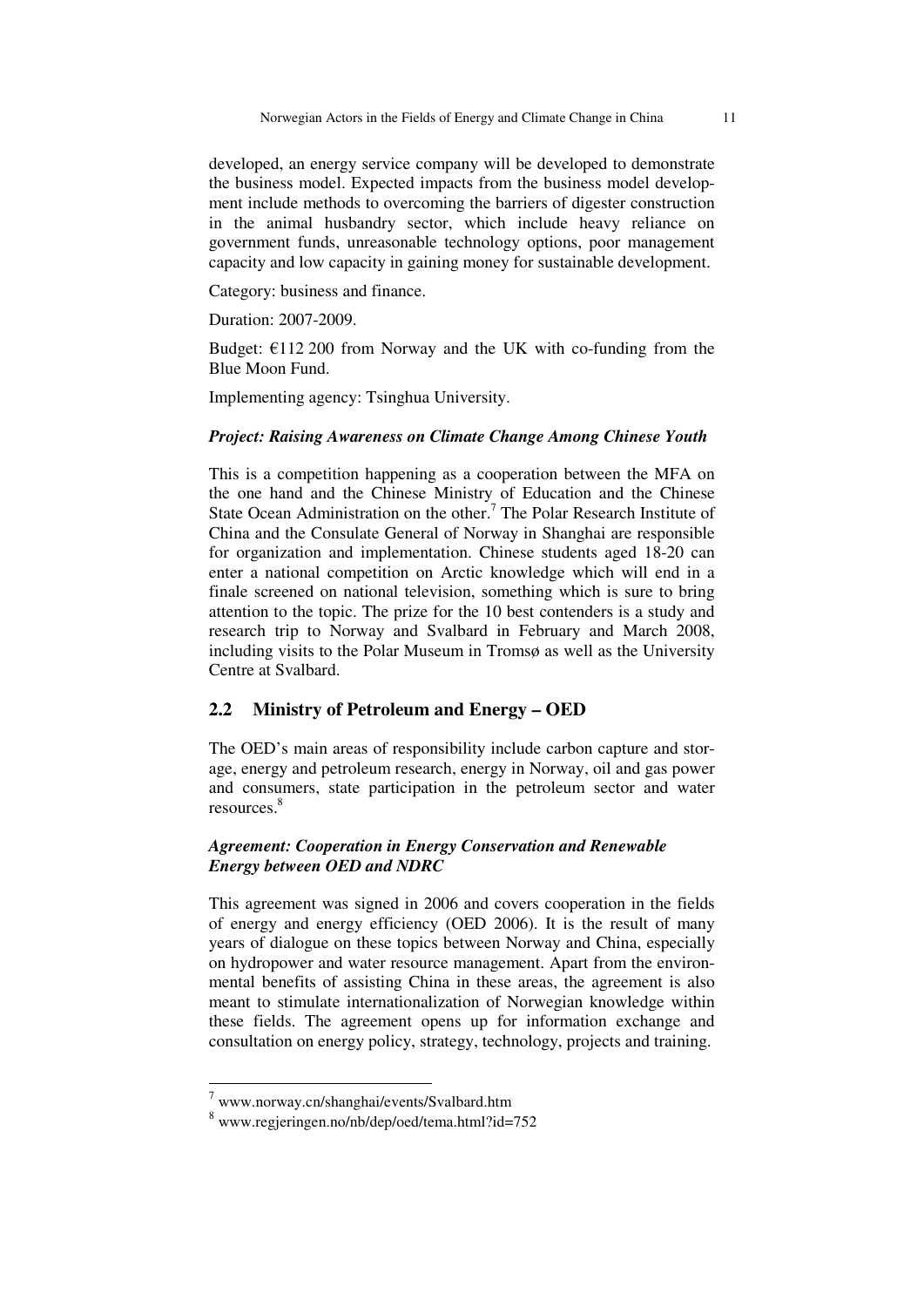developed, an energy service company will be developed to demonstrate the business model. Expected impacts from the business model development include methods to overcoming the barriers of digester construction in the animal husbandry sector, which include heavy reliance on government funds, unreasonable technology options, poor management capacity and low capacity in gaining money for sustainable development.

Category: business and finance.

Duration: 2007-2009.

Budget: €112 200 from Norway and the UK with co-funding from the Blue Moon Fund.

Implementing agency: Tsinghua University.

***Project: Raising Awareness on Climate Change Among Chinese Youth***

This is a competition happening as a cooperation between the MFA on the one hand and the Chinese Ministry of Education and the Chinese State Ocean Administration on the other.[7] The Polar Research Institute of China and the Consulate General of Norway in Shanghai are responsible for organization and implementation. Chinese students aged 18-20 can enter a national competition on Arctic knowledge which will end in a finale screened on national television, something which is sure to bring attention to the topic. The prize for the 10 best contenders is a study and research trip to Norway and Svalbard in February and March 2008, including visits to the Polar Museum in Tromsø as well as the University Centre at Svalbard.

## 2.2 Ministry of Petroleum and Energy – OED

The OED's main areas of responsibility include carbon capture and storage, energy and petroleum research, energy in Norway, oil and gas power and consumers, state participation in the petroleum sector and water resources.[8]

***Agreement: Cooperation in Energy Conservation and Renewable Energy between OED and NDRC***

This agreement was signed in 2006 and covers cooperation in the fields of energy and energy efficiency (OED 2006). It is the result of many years of dialogue on these topics between Norway and China, especially on hydropower and water resource management. Apart from the environmental benefits of assisting China in these areas, the agreement is also meant to stimulate internationalization of Norwegian knowledge within these fields. The agreement opens up for information exchange and consultation on energy policy, strategy, technology, projects and training.

---

[7] www.norway.cn/shanghai/events/Svalbard.htm

[8] www.regjeringen.no/nb/dep/oed/tema.html?id=752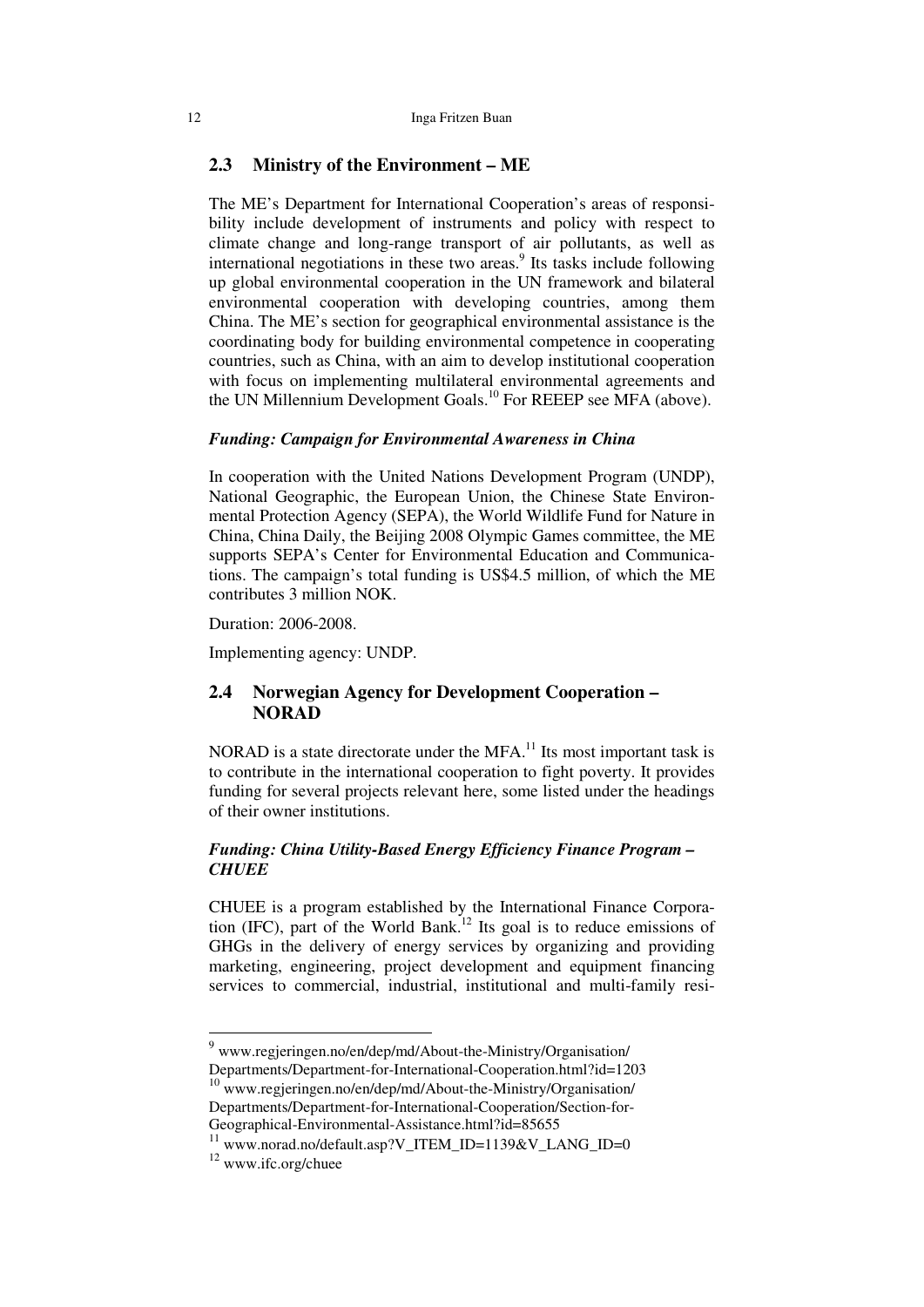## 2.3 Ministry of the Environment – ME

The ME's Department for International Cooperation's areas of responsibility include development of instruments and policy with respect to climate change and long-range transport of air pollutants, as well as international negotiations in these two areas.[9] Its tasks include following up global environmental cooperation in the UN framework and bilateral environmental cooperation with developing countries, among them China. The ME's section for geographical environmental assistance is the coordinating body for building environmental competence in cooperating countries, such as China, with an aim to develop institutional cooperation with focus on implementing multilateral environmental agreements and the UN Millennium Development Goals.[10] For REEEP see MFA (above).

### *Funding: Campaign for Environmental Awareness in China*

In cooperation with the United Nations Development Program (UNDP), National Geographic, the European Union, the Chinese State Environmental Protection Agency (SEPA), the World Wildlife Fund for Nature in China, China Daily, the Beijing 2008 Olympic Games committee, the ME supports SEPA's Center for Environmental Education and Communications. The campaign's total funding is US$4.5 million, of which the ME contributes 3 million NOK.

Duration: 2006-2008.

Implementing agency: UNDP.

## 2.4 Norwegian Agency for Development Cooperation – NORAD

NORAD is a state directorate under the MFA.[11] Its most important task is to contribute in the international cooperation to fight poverty. It provides funding for several projects relevant here, some listed under the headings of their owner institutions.

### *Funding: China Utility-Based Energy Efficiency Finance Program – CHUEE*

CHUEE is a program established by the International Finance Corporation (IFC), part of the World Bank.[12] Its goal is to reduce emissions of GHGs in the delivery of energy services by organizing and providing marketing, engineering, project development and equipment financing services to commercial, industrial, institutional and multi-family resi-

---

[9] www.regjeringen.no/en/dep/md/About-the-Ministry/Organisation/Departments/Department-for-International-Cooperation.html?id=1203

[10] www.regjeringen.no/en/dep/md/About-the-Ministry/Organisation/Departments/Department-for-International-Cooperation/Section-for-Geographical-Environmental-Assistance.html?id=85655

[11] www.norad.no/default.asp?V_ITEM_ID=1139&V_LANG_ID=0

[12] www.ifc.org/chuee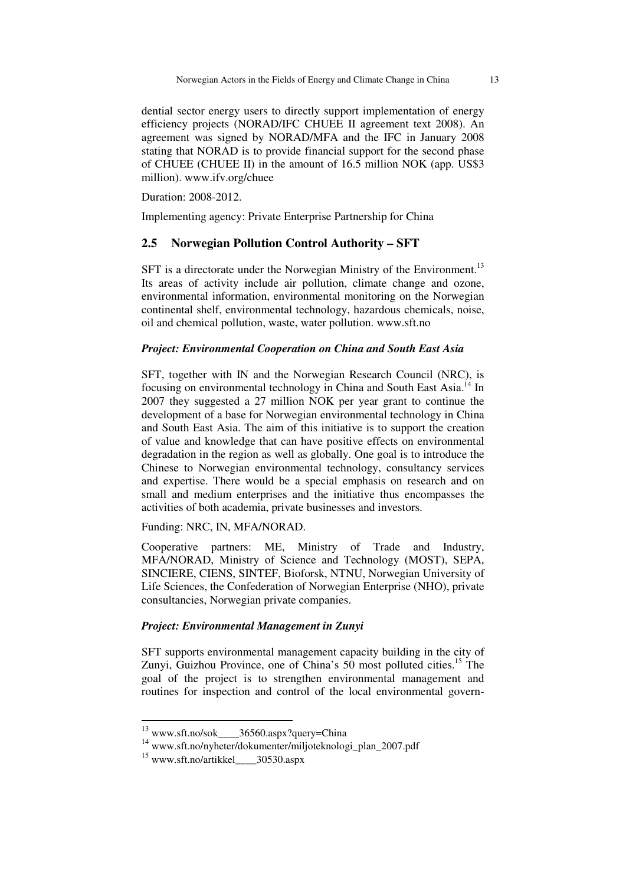dential sector energy users to directly support implementation of energy efficiency projects (NORAD/IFC CHUEE II agreement text 2008). An agreement was signed by NORAD/MFA and the IFC in January 2008 stating that NORAD is to provide financial support for the second phase of CHUEE (CHUEE II) in the amount of 16.5 million NOK (app. US$3 million). www.ifv.org/chuee

Duration: 2008-2012.

Implementing agency: Private Enterprise Partnership for China

## 2.5 Norwegian Pollution Control Authority – SFT

SFT is a directorate under the Norwegian Ministry of the Environment.[13] Its areas of activity include air pollution, climate change and ozone, environmental information, environmental monitoring on the Norwegian continental shelf, environmental technology, hazardous chemicals, noise, oil and chemical pollution, waste, water pollution. www.sft.no

***Project: Environmental Cooperation on China and South East Asia***

SFT, together with IN and the Norwegian Research Council (NRC), is focusing on environmental technology in China and South East Asia.[14] In 2007 they suggested a 27 million NOK per year grant to continue the development of a base for Norwegian environmental technology in China and South East Asia. The aim of this initiative is to support the creation of value and knowledge that can have positive effects on environmental degradation in the region as well as globally. One goal is to introduce the Chinese to Norwegian environmental technology, consultancy services and expertise. There would be a special emphasis on research and on small and medium enterprises and the initiative thus encompasses the activities of both academia, private businesses and investors.

Funding: NRC, IN, MFA/NORAD.

Cooperative partners: ME, Ministry of Trade and Industry, MFA/NORAD, Ministry of Science and Technology (MOST), SEPA, SINCIERE, CIENS, SINTEF, Bioforsk, NTNU, Norwegian University of Life Sciences, the Confederation of Norwegian Enterprise (NHO), private consultancies, Norwegian private companies.

***Project: Environmental Management in Zunyi***

SFT supports environmental management capacity building in the city of Zunyi, Guizhou Province, one of China's 50 most polluted cities.[15] The goal of the project is to strengthen environmental management and routines for inspection and control of the local environmental govern-

---

[13] www.sft.no/sok____36560.aspx?query=China

[14] www.sft.no/nyheter/dokumenter/miljoteknologi_plan_2007.pdf

[15] www.sft.no/artikkel____30530.aspx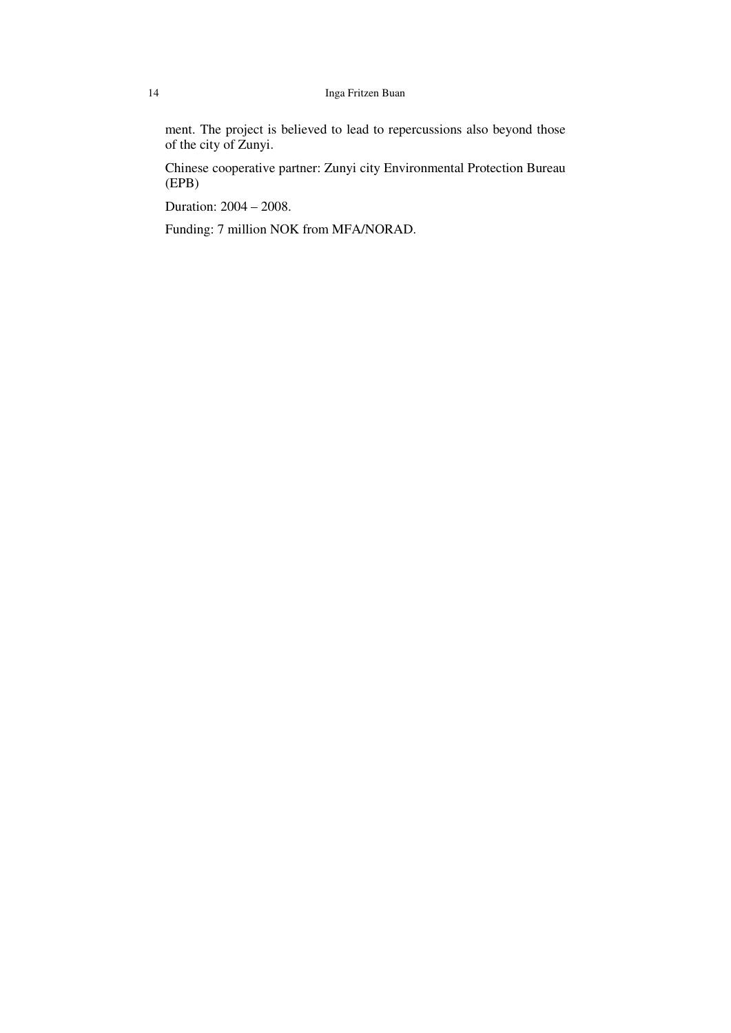ment. The project is believed to lead to repercussions also beyond those of the city of Zunyi.

Chinese cooperative partner: Zunyi city Environmental Protection Bureau (EPB)

Duration: 2004 – 2008.

Funding: 7 million NOK from MFA/NORAD.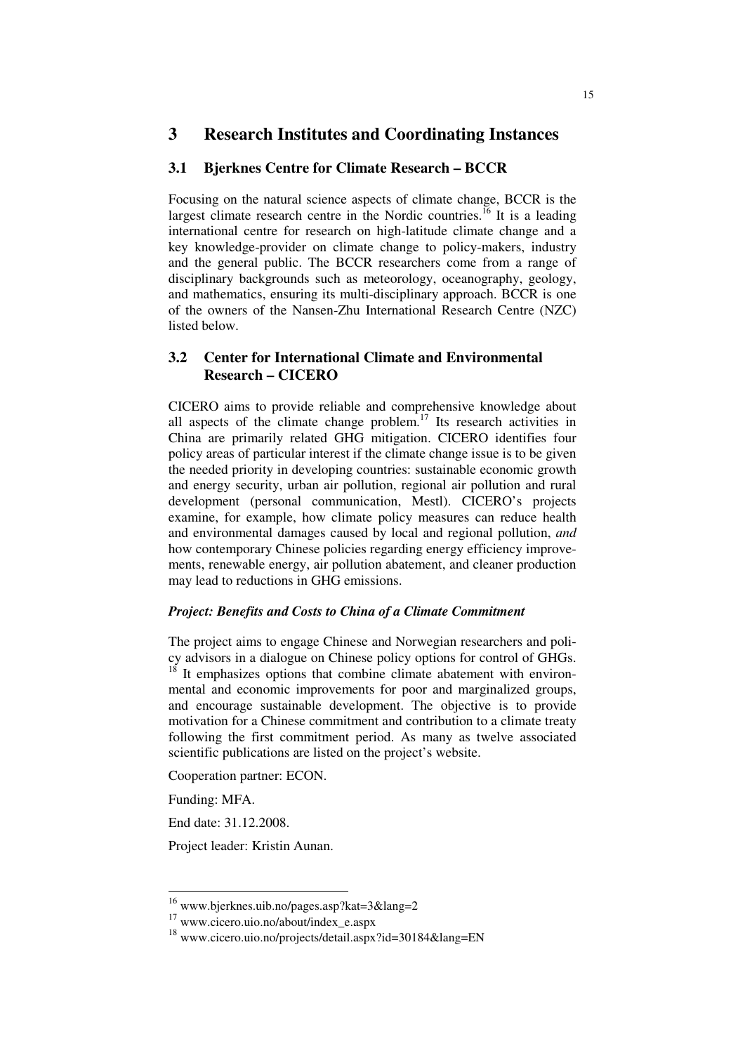# 3 Research Institutes and Coordinating Instances

## 3.1 Bjerknes Centre for Climate Research – BCCR

Focusing on the natural science aspects of climate change, BCCR is the largest climate research centre in the Nordic countries.[16] It is a leading international centre for research on high-latitude climate change and a key knowledge-provider on climate change to policy-makers, industry and the general public. The BCCR researchers come from a range of disciplinary backgrounds such as meteorology, oceanography, geology, and mathematics, ensuring its multi-disciplinary approach. BCCR is one of the owners of the Nansen-Zhu International Research Centre (NZC) listed below.

## 3.2 Center for International Climate and Environmental Research – CICERO

CICERO aims to provide reliable and comprehensive knowledge about all aspects of the climate change problem.[17] Its research activities in China are primarily related GHG mitigation. CICERO identifies four policy areas of particular interest if the climate change issue is to be given the needed priority in developing countries: sustainable economic growth and energy security, urban air pollution, regional air pollution and rural development (personal communication, Mestl). CICERO's projects examine, for example, how climate policy measures can reduce health and environmental damages caused by local and regional pollution, *and* how contemporary Chinese policies regarding energy efficiency improvements, renewable energy, air pollution abatement, and cleaner production may lead to reductions in GHG emissions.

***Project: Benefits and Costs to China of a Climate Commitment***

The project aims to engage Chinese and Norwegian researchers and policy advisors in a dialogue on Chinese policy options for control of GHGs.[18] It emphasizes options that combine climate abatement with environmental and economic improvements for poor and marginalized groups, and encourage sustainable development. The objective is to provide motivation for a Chinese commitment and contribution to a climate treaty following the first commitment period. As many as twelve associated scientific publications are listed on the project's website.

Cooperation partner: ECON.

Funding: MFA.

End date: 31.12.2008.

Project leader: Kristin Aunan.

---

[16] www.bjerknes.uib.no/pages.asp?kat=3&lang=2

[17] www.cicero.uio.no/about/index_e.aspx

[18] www.cicero.uio.no/projects/detail.aspx?id=30184&lang=EN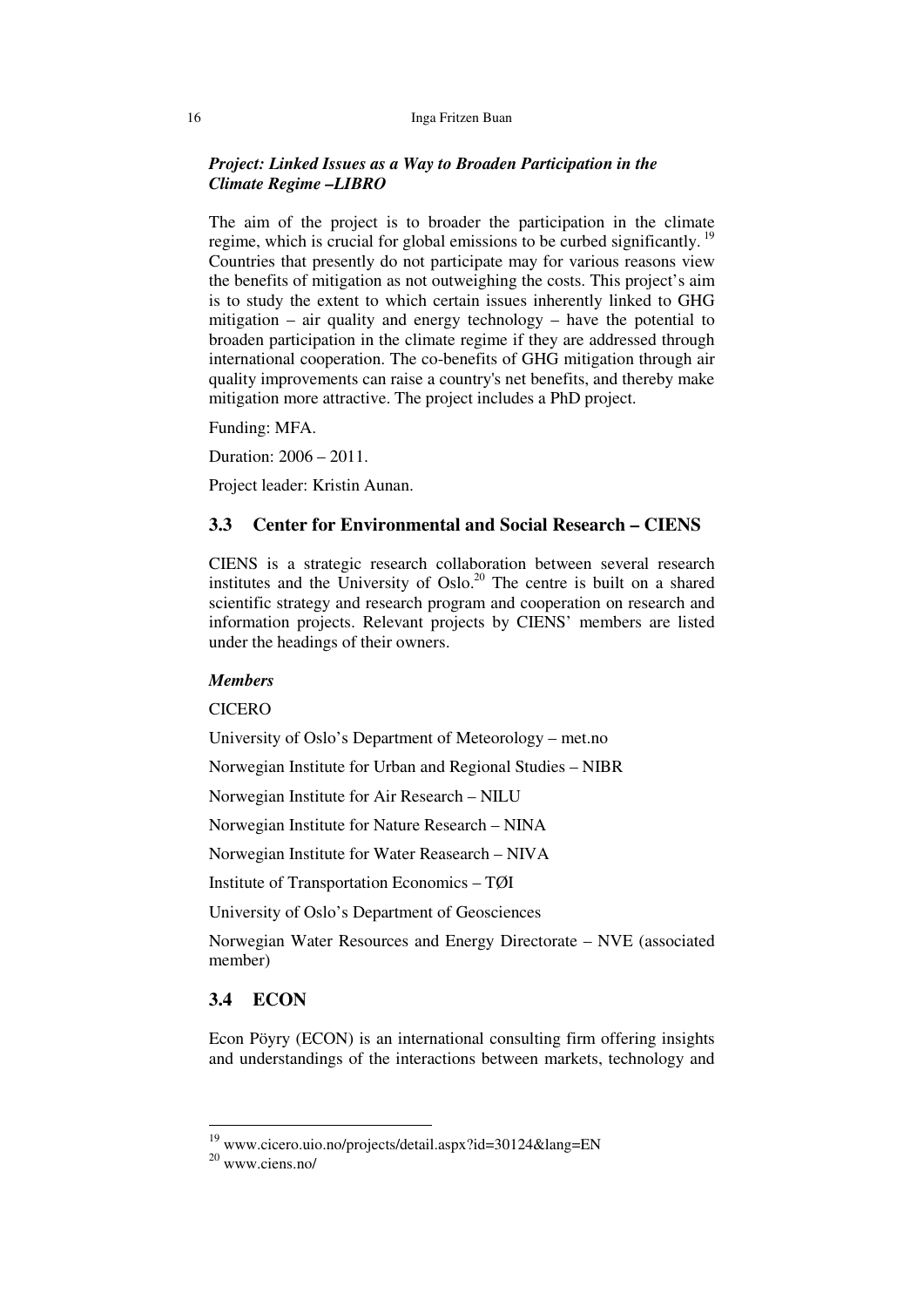### *Project: Linked Issues as a Way to Broaden Participation in the Climate Regime –LIBRO*

The aim of the project is to broader the participation in the climate regime, which is crucial for global emissions to be curbed significantly. [19] Countries that presently do not participate may for various reasons view the benefits of mitigation as not outweighing the costs. This project's aim is to study the extent to which certain issues inherently linked to GHG mitigation – air quality and energy technology – have the potential to broaden participation in the climate regime if they are addressed through international cooperation. The co-benefits of GHG mitigation through air quality improvements can raise a country's net benefits, and thereby make mitigation more attractive. The project includes a PhD project.

Funding: MFA.

Duration: 2006 – 2011.

Project leader: Kristin Aunan.

## 3.3 Center for Environmental and Social Research – CIENS

CIENS is a strategic research collaboration between several research institutes and the University of Oslo.[20] The centre is built on a shared scientific strategy and research program and cooperation on research and information projects. Relevant projects by CIENS' members are listed under the headings of their owners.

### *Members*

CICERO

University of Oslo's Department of Meteorology – met.no

Norwegian Institute for Urban and Regional Studies – NIBR

Norwegian Institute for Air Research – NILU

Norwegian Institute for Nature Research – NINA

Norwegian Institute for Water Reasearch – NIVA

Institute of Transportation Economics – TØI

University of Oslo's Department of Geosciences

Norwegian Water Resources and Energy Directorate – NVE (associated member)

## 3.4 ECON

Econ Pöyry (ECON) is an international consulting firm offering insights and understandings of the interactions between markets, technology and

---

[19] www.cicero.uio.no/projects/detail.aspx?id=30124&lang=EN

[20] www.ciens.no/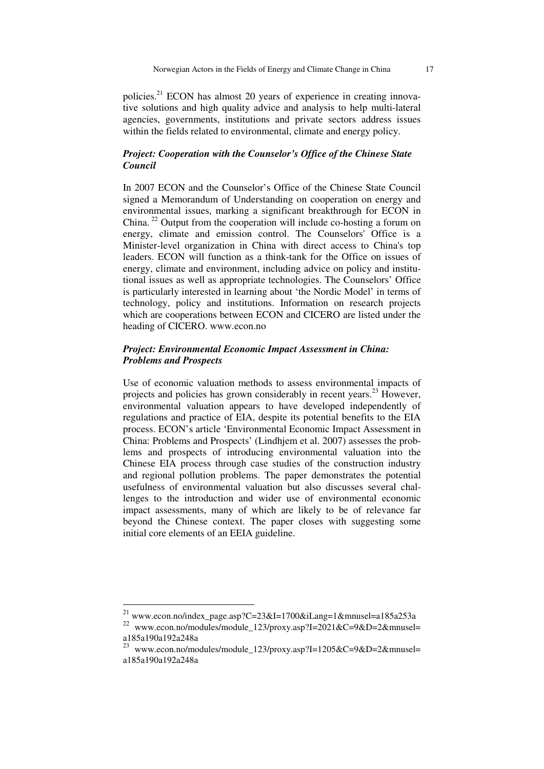policies.[21] ECON has almost 20 years of experience in creating innovative solutions and high quality advice and analysis to help multi-lateral agencies, governments, institutions and private sectors address issues within the fields related to environmental, climate and energy policy.

### *Project: Cooperation with the Counselor's Office of the Chinese State Council*

In 2007 ECON and the Counselor's Office of the Chinese State Council signed a Memorandum of Understanding on cooperation on energy and environmental issues, marking a significant breakthrough for ECON in China. [22] Output from the cooperation will include co-hosting a forum on energy, climate and emission control. The Counselors' Office is a Minister-level organization in China with direct access to China's top leaders. ECON will function as a think-tank for the Office on issues of energy, climate and environment, including advice on policy and institutional issues as well as appropriate technologies. The Counselors' Office is particularly interested in learning about 'the Nordic Model' in terms of technology, policy and institutions. Information on research projects which are cooperations between ECON and CICERO are listed under the heading of CICERO. www.econ.no

### *Project: Environmental Economic Impact Assessment in China: Problems and Prospects*

Use of economic valuation methods to assess environmental impacts of projects and policies has grown considerably in recent years.[23] However, environmental valuation appears to have developed independently of regulations and practice of EIA, despite its potential benefits to the EIA process. ECON's article 'Environmental Economic Impact Assessment in China: Problems and Prospects' (Lindhjem et al. 2007) assesses the problems and prospects of introducing environmental valuation into the Chinese EIA process through case studies of the construction industry and regional pollution problems. The paper demonstrates the potential usefulness of environmental valuation but also discusses several challenges to the introduction and wider use of environmental economic impact assessments, many of which are likely to be of relevance far beyond the Chinese context. The paper closes with suggesting some initial core elements of an EEIA guideline.

---

[21] www.econ.no/index_page.asp?C=23&I=1700&iLang=1&mnusel=a185a253a

[22] www.econ.no/modules/module_123/proxy.asp?I=2021&C=9&D=2&mnusel=a185a190a192a248a

[23] www.econ.no/modules/module_123/proxy.asp?I=1205&C=9&D=2&mnusel=a185a190a192a248a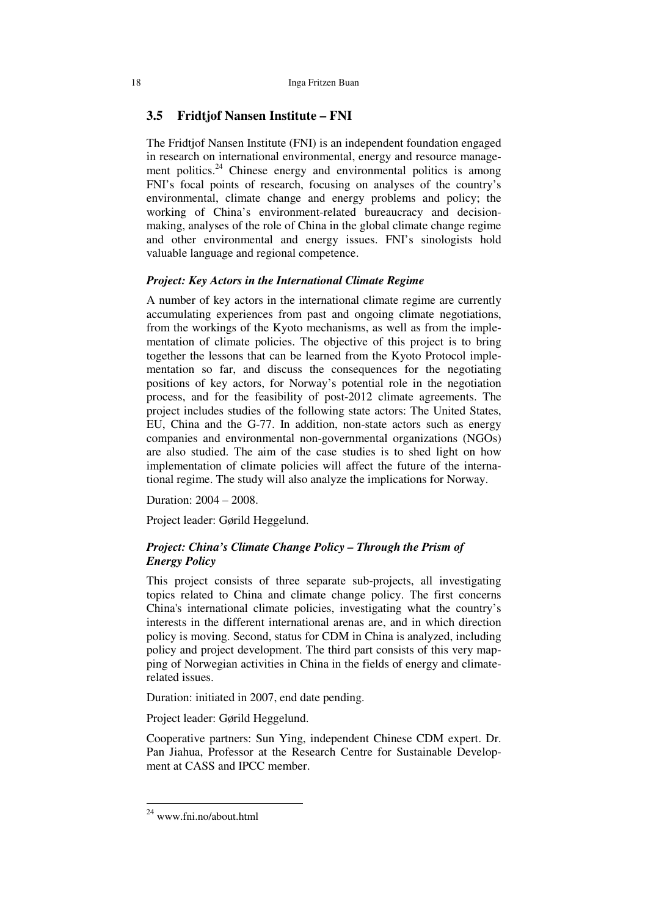## 3.5 Fridtjof Nansen Institute – FNI

The Fridtjof Nansen Institute (FNI) is an independent foundation engaged in research on international environmental, energy and resource management politics.[24] Chinese energy and environmental politics is among FNI's focal points of research, focusing on analyses of the country's environmental, climate change and energy problems and policy; the working of China's environment-related bureaucracy and decision-making, analyses of the role of China in the global climate change regime and other environmental and energy issues. FNI's sinologists hold valuable language and regional competence.

### *Project: Key Actors in the International Climate Regime*

A number of key actors in the international climate regime are currently accumulating experiences from past and ongoing climate negotiations, from the workings of the Kyoto mechanisms, as well as from the implementation of climate policies. The objective of this project is to bring together the lessons that can be learned from the Kyoto Protocol implementation so far, and discuss the consequences for the negotiating positions of key actors, for Norway's potential role in the negotiation process, and for the feasibility of post-2012 climate agreements. The project includes studies of the following state actors: The United States, EU, China and the G-77. In addition, non-state actors such as energy companies and environmental non-governmental organizations (NGOs) are also studied. The aim of the case studies is to shed light on how implementation of climate policies will affect the future of the international regime. The study will also analyze the implications for Norway.

Duration: 2004 – 2008.

Project leader: Gørild Heggelund.

### *Project: China's Climate Change Policy – Through the Prism of Energy Policy*

This project consists of three separate sub-projects, all investigating topics related to China and climate change policy. The first concerns China's international climate policies, investigating what the country's interests in the different international arenas are, and in which direction policy is moving. Second, status for CDM in China is analyzed, including policy and project development. The third part consists of this very mapping of Norwegian activities in China in the fields of energy and climate-related issues.

Duration: initiated in 2007, end date pending.

Project leader: Gørild Heggelund.

Cooperative partners: Sun Ying, independent Chinese CDM expert. Dr. Pan Jiahua, Professor at the Research Centre for Sustainable Development at CASS and IPCC member.

---

[24] www.fni.no/about.html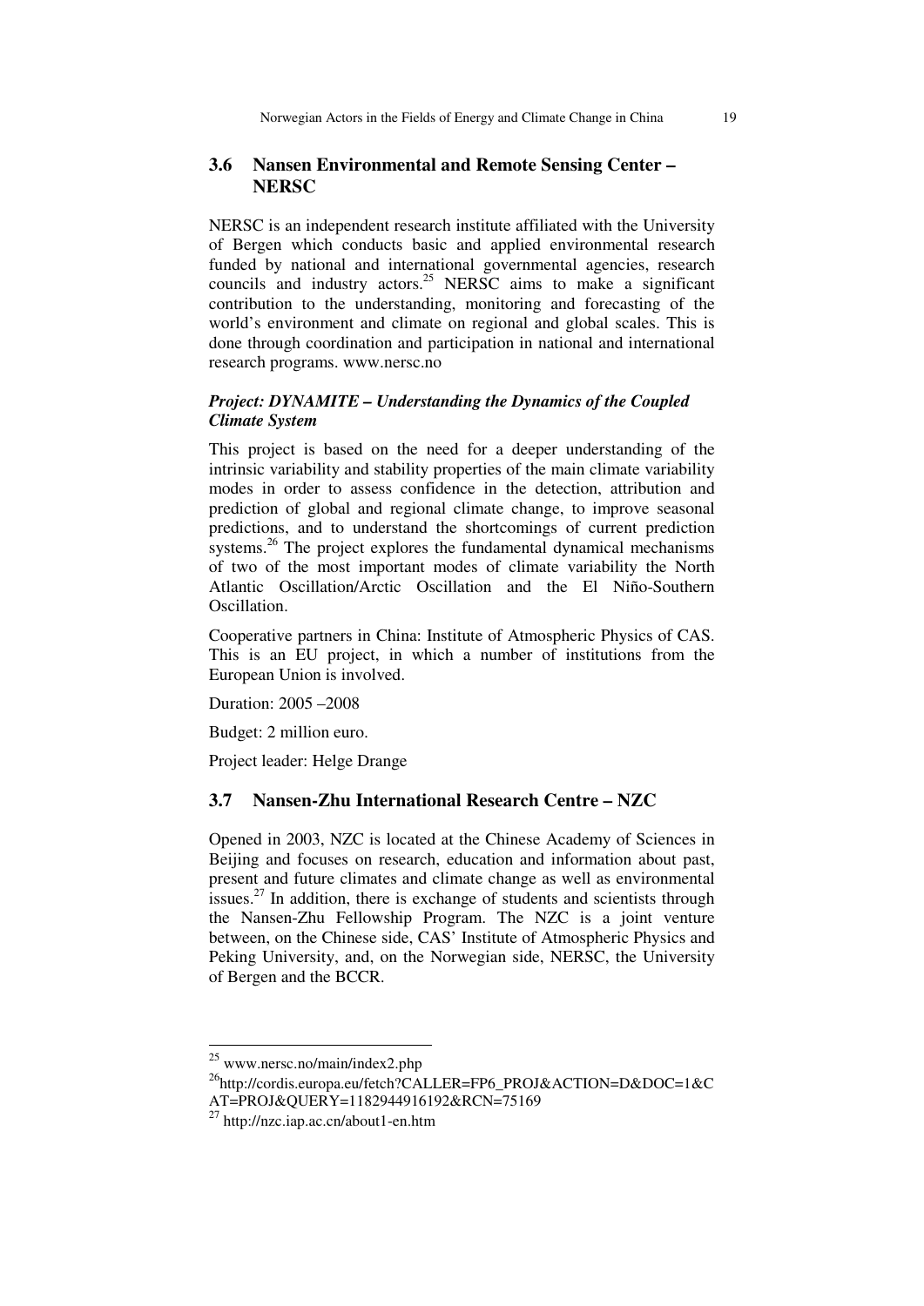### 3.6 Nansen Environmental and Remote Sensing Center – NERSC

NERSC is an independent research institute affiliated with the University of Bergen which conducts basic and applied environmental research funded by national and international governmental agencies, research councils and industry actors.[25] NERSC aims to make a significant contribution to the understanding, monitoring and forecasting of the world's environment and climate on regional and global scales. This is done through coordination and participation in national and international research programs. www.nersc.no

***Project: DYNAMITE – Understanding the Dynamics of the Coupled Climate System***

This project is based on the need for a deeper understanding of the intrinsic variability and stability properties of the main climate variability modes in order to assess confidence in the detection, attribution and prediction of global and regional climate change, to improve seasonal predictions, and to understand the shortcomings of current prediction systems.[26] The project explores the fundamental dynamical mechanisms of two of the most important modes of climate variability the North Atlantic Oscillation/Arctic Oscillation and the El Niño-Southern Oscillation.

Cooperative partners in China: Institute of Atmospheric Physics of CAS. This is an EU project, in which a number of institutions from the European Union is involved.

Duration: 2005 –2008

Budget: 2 million euro.

Project leader: Helge Drange

### 3.7 Nansen-Zhu International Research Centre – NZC

Opened in 2003, NZC is located at the Chinese Academy of Sciences in Beijing and focuses on research, education and information about past, present and future climates and climate change as well as environmental issues.[27] In addition, there is exchange of students and scientists through the Nansen-Zhu Fellowship Program. The NZC is a joint venture between, on the Chinese side, CAS' Institute of Atmospheric Physics and Peking University, and, on the Norwegian side, NERSC, the University of Bergen and the BCCR.

---

[25] www.nersc.no/main/index2.php

[26] http://cordis.europa.eu/fetch?CALLER=FP6_PROJ&ACTION=D&DOC=1&CAT=PROJ&QUERY=1182944916192&RCN=75169

[27] http://nzc.iap.ac.cn/about1-en.htm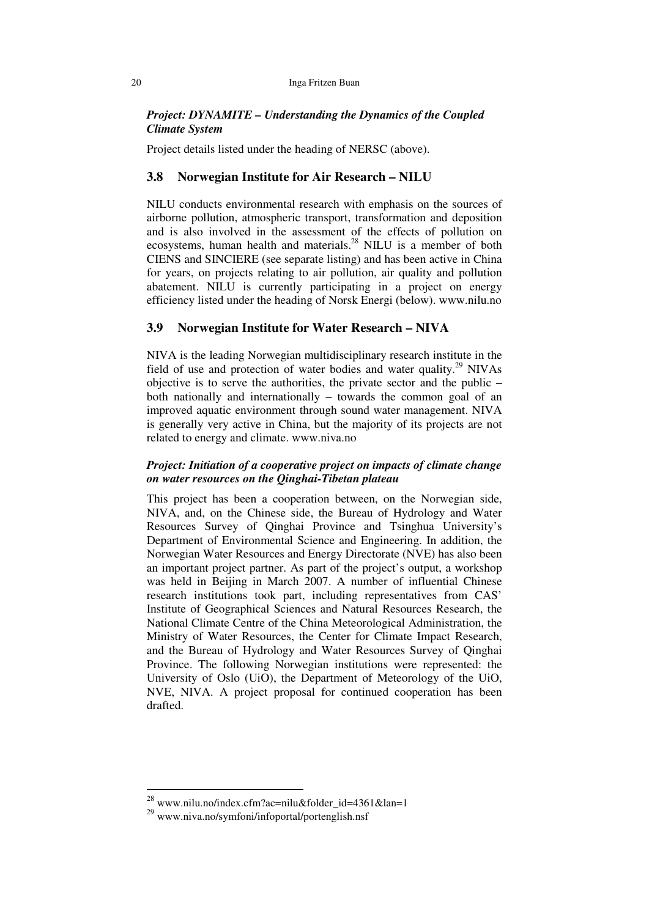***Project: DYNAMITE – Understanding the Dynamics of the Coupled Climate System***

Project details listed under the heading of NERSC (above).

## 3.8 Norwegian Institute for Air Research – NILU

NILU conducts environmental research with emphasis on the sources of airborne pollution, atmospheric transport, transformation and deposition and is also involved in the assessment of the effects of pollution on ecosystems, human health and materials.[28] NILU is a member of both CIENS and SINCIERE (see separate listing) and has been active in China for years, on projects relating to air pollution, air quality and pollution abatement. NILU is currently participating in a project on energy efficiency listed under the heading of Norsk Energi (below). www.nilu.no

## 3.9 Norwegian Institute for Water Research – NIVA

NIVA is the leading Norwegian multidisciplinary research institute in the field of use and protection of water bodies and water quality.[29] NIVAs objective is to serve the authorities, the private sector and the public – both nationally and internationally – towards the common goal of an improved aquatic environment through sound water management. NIVA is generally very active in China, but the majority of its projects are not related to energy and climate. www.niva.no

***Project: Initiation of a cooperative project on impacts of climate change on water resources on the Qinghai-Tibetan plateau***

This project has been a cooperation between, on the Norwegian side, NIVA, and, on the Chinese side, the Bureau of Hydrology and Water Resources Survey of Qinghai Province and Tsinghua University's Department of Environmental Science and Engineering. In addition, the Norwegian Water Resources and Energy Directorate (NVE) has also been an important project partner. As part of the project's output, a workshop was held in Beijing in March 2007. A number of influential Chinese research institutions took part, including representatives from CAS' Institute of Geographical Sciences and Natural Resources Research, the National Climate Centre of the China Meteorological Administration, the Ministry of Water Resources, the Center for Climate Impact Research, and the Bureau of Hydrology and Water Resources Survey of Qinghai Province. The following Norwegian institutions were represented: the University of Oslo (UiO), the Department of Meteorology of the UiO, NVE, NIVA. A project proposal for continued cooperation has been drafted.

---

[28] www.nilu.no/index.cfm?ac=nilu&folder_id=4361&lan=1

[29] www.niva.no/symfoni/infoportal/portenglish.nsf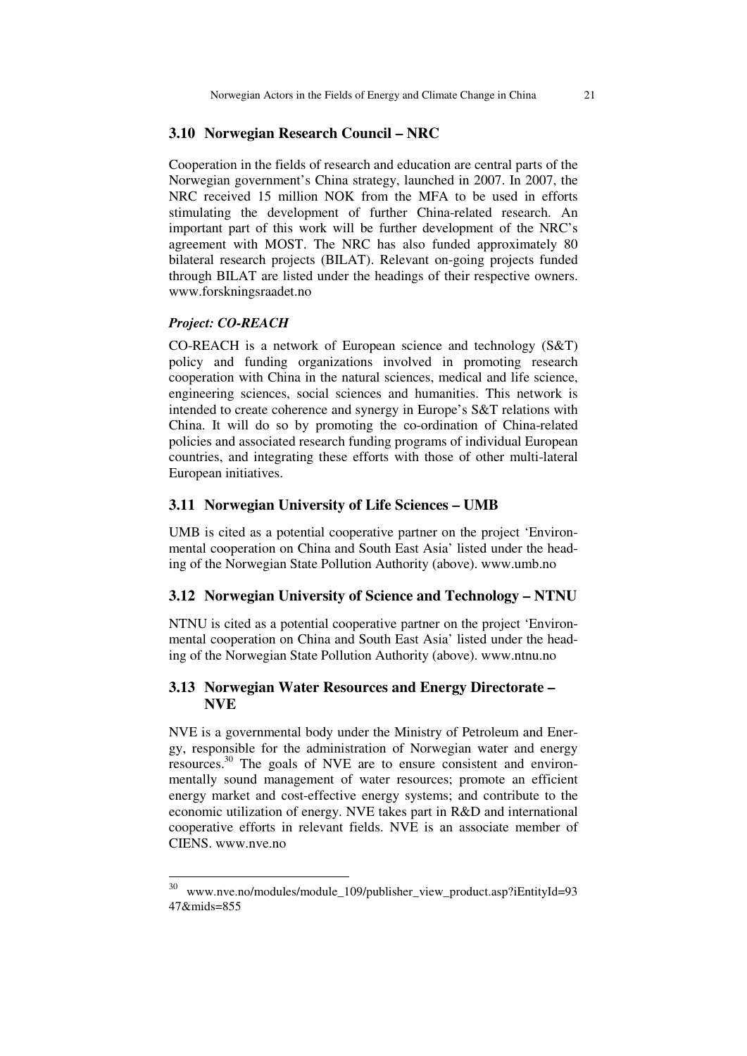## 3.10 Norwegian Research Council – NRC

Cooperation in the fields of research and education are central parts of the Norwegian government's China strategy, launched in 2007. In 2007, the NRC received 15 million NOK from the MFA to be used in efforts stimulating the development of further China-related research. An important part of this work will be further development of the NRC's agreement with MOST. The NRC has also funded approximately 80 bilateral research projects (BILAT). Relevant on-going projects funded through BILAT are listed under the headings of their respective owners. www.forskningsraadet.no

***Project: CO-REACH***

CO-REACH is a network of European science and technology (S&T) policy and funding organizations involved in promoting research cooperation with China in the natural sciences, medical and life science, engineering sciences, social sciences and humanities. This network is intended to create coherence and synergy in Europe's S&T relations with China. It will do so by promoting the co-ordination of China-related policies and associated research funding programs of individual European countries, and integrating these efforts with those of other multi-lateral European initiatives.

## 3.11 Norwegian University of Life Sciences – UMB

UMB is cited as a potential cooperative partner on the project 'Environmental cooperation on China and South East Asia' listed under the heading of the Norwegian State Pollution Authority (above). www.umb.no

## 3.12 Norwegian University of Science and Technology – NTNU

NTNU is cited as a potential cooperative partner on the project 'Environmental cooperation on China and South East Asia' listed under the heading of the Norwegian State Pollution Authority (above). www.ntnu.no

## 3.13 Norwegian Water Resources and Energy Directorate – NVE

NVE is a governmental body under the Ministry of Petroleum and Energy, responsible for the administration of Norwegian water and energy resources.[30] The goals of NVE are to ensure consistent and environmentally sound management of water resources; promote an efficient energy market and cost-effective energy systems; and contribute to the economic utilization of energy. NVE takes part in R&D and international cooperative efforts in relevant fields. NVE is an associate member of CIENS. www.nve.no

---

[30] www.nve.no/modules/module_109/publisher_view_product.asp?iEntityId=9347&mids=855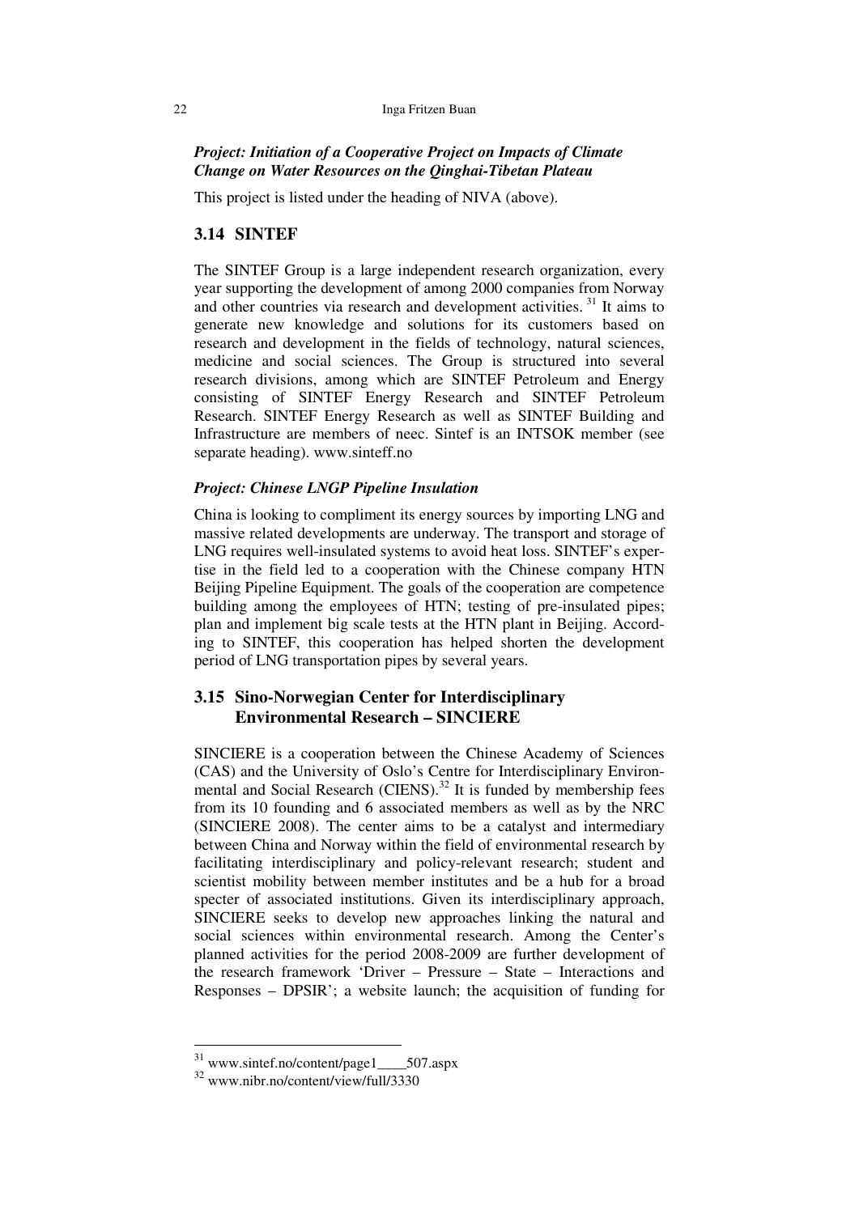***Project: Initiation of a Cooperative Project on Impacts of Climate Change on Water Resources on the Qinghai-Tibetan Plateau***

This project is listed under the heading of NIVA (above).

## 3.14 SINTEF

The SINTEF Group is a large independent research organization, every year supporting the development of among 2000 companies from Norway and other countries via research and development activities. [31] It aims to generate new knowledge and solutions for its customers based on research and development in the fields of technology, natural sciences, medicine and social sciences. The Group is structured into several research divisions, among which are SINTEF Petroleum and Energy consisting of SINTEF Energy Research and SINTEF Petroleum Research. SINTEF Energy Research as well as SINTEF Building and Infrastructure are members of neec. Sintef is an INTSOK member (see separate heading). www.sinteff.no

***Project: Chinese LNGP Pipeline Insulation***

China is looking to compliment its energy sources by importing LNG and massive related developments are underway. The transport and storage of LNG requires well-insulated systems to avoid heat loss. SINTEF's expertise in the field led to a cooperation with the Chinese company HTN Beijing Pipeline Equipment. The goals of the cooperation are competence building among the employees of HTN; testing of pre-insulated pipes; plan and implement big scale tests at the HTN plant in Beijing. According to SINTEF, this cooperation has helped shorten the development period of LNG transportation pipes by several years.

## 3.15 Sino-Norwegian Center for Interdisciplinary Environmental Research – SINCIERE

SINCIERE is a cooperation between the Chinese Academy of Sciences (CAS) and the University of Oslo's Centre for Interdisciplinary Environmental and Social Research (CIENS).[32] It is funded by membership fees from its 10 founding and 6 associated members as well as by the NRC (SINCIERE 2008). The center aims to be a catalyst and intermediary between China and Norway within the field of environmental research by facilitating interdisciplinary and policy-relevant research; student and scientist mobility between member institutes and be a hub for a broad specter of associated institutions. Given its interdisciplinary approach, SINCIERE seeks to develop new approaches linking the natural and social sciences within environmental research. Among the Center's planned activities for the period 2008-2009 are further development of the research framework 'Driver – Pressure – State – Interactions and Responses – DPSIR'; a website launch; the acquisition of funding for

---

[31] www.sintef.no/content/page1____507.aspx

[32] www.nibr.no/content/view/full/3330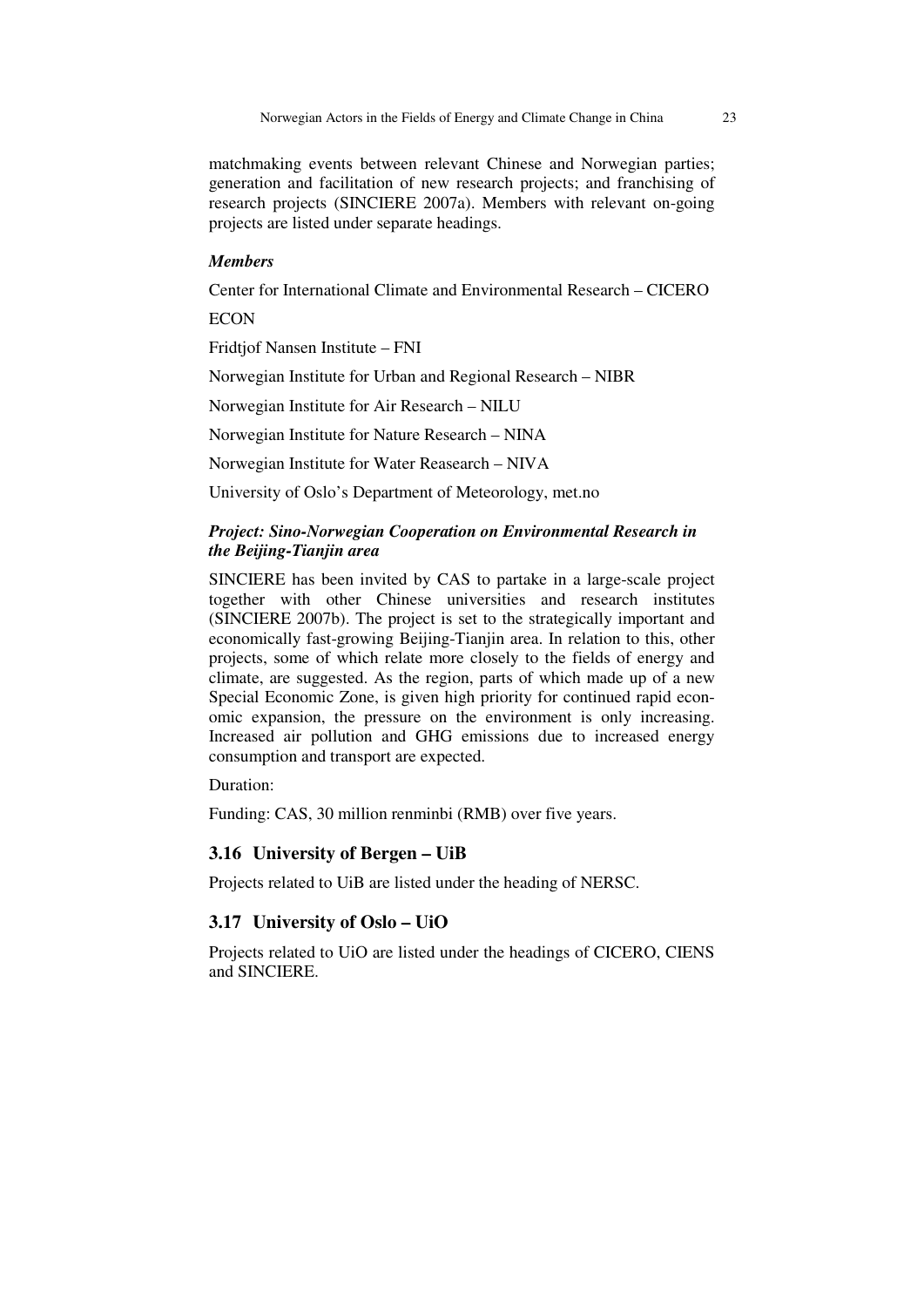matchmaking events between relevant Chinese and Norwegian parties; generation and facilitation of new research projects; and franchising of research projects (SINCIERE 2007a). Members with relevant on-going projects are listed under separate headings.

***Members***

Center for International Climate and Environmental Research – CICERO

ECON

Fridtjof Nansen Institute – FNI

Norwegian Institute for Urban and Regional Research – NIBR

Norwegian Institute for Air Research – NILU

Norwegian Institute for Nature Research – NINA

Norwegian Institute for Water Reasearch – NIVA

University of Oslo's Department of Meteorology, met.no

***Project: Sino-Norwegian Cooperation on Environmental Research in the Beijing-Tianjin area***

SINCIERE has been invited by CAS to partake in a large-scale project together with other Chinese universities and research institutes (SINCIERE 2007b). The project is set to the strategically important and economically fast-growing Beijing-Tianjin area. In relation to this, other projects, some of which relate more closely to the fields of energy and climate, are suggested. As the region, parts of which made up of a new Special Economic Zone, is given high priority for continued rapid economic expansion, the pressure on the environment is only increasing. Increased air pollution and GHG emissions due to increased energy consumption and transport are expected.

Duration:

Funding: CAS, 30 million renminbi (RMB) over five years.

## 3.16 University of Bergen – UiB

Projects related to UiB are listed under the heading of NERSC.

## 3.17 University of Oslo – UiO

Projects related to UiO are listed under the headings of CICERO, CIENS and SINCIERE.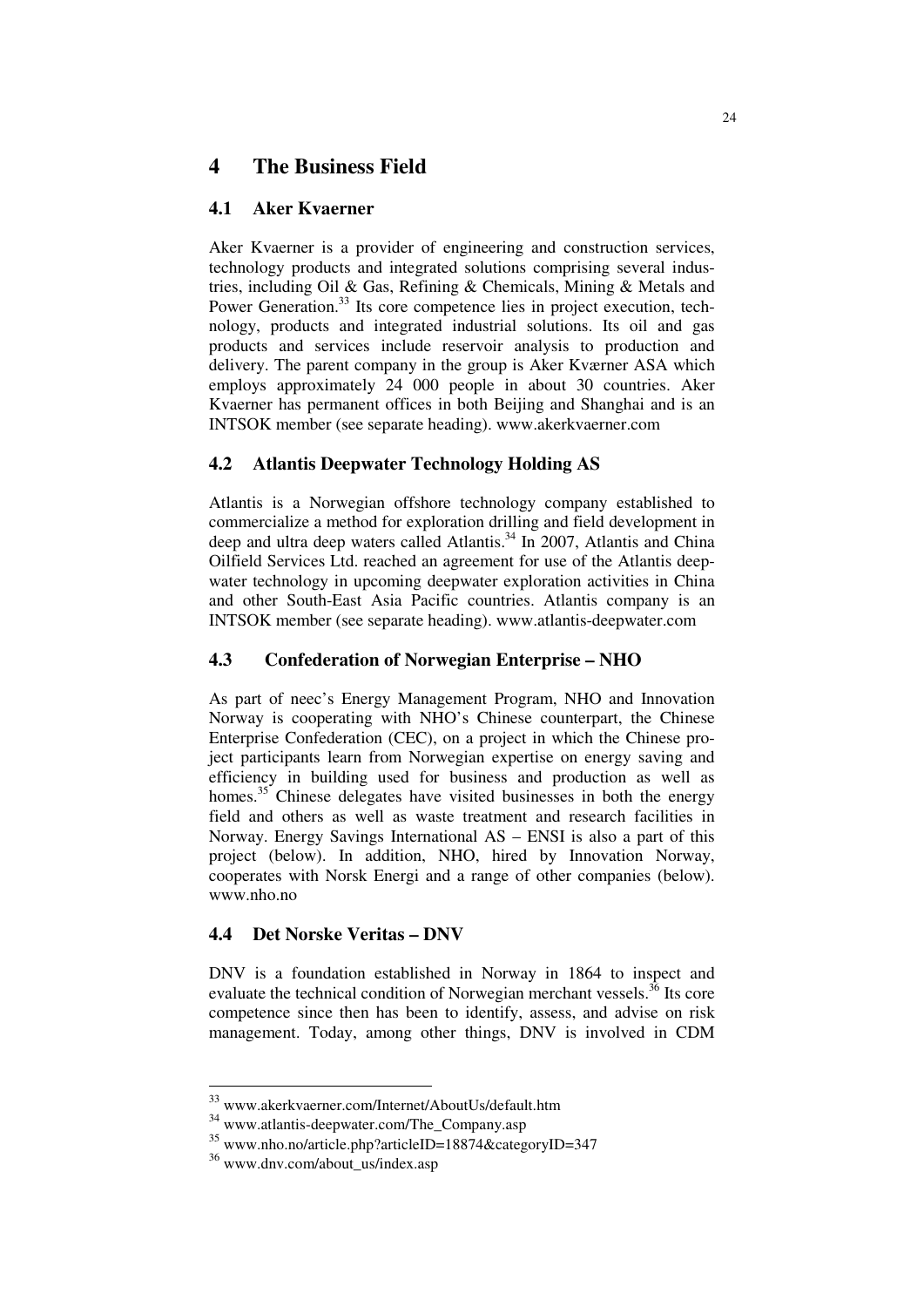# 4 The Business Field

## 4.1 Aker Kvaerner

Aker Kvaerner is a provider of engineering and construction services, technology products and integrated solutions comprising several industries, including Oil & Gas, Refining & Chemicals, Mining & Metals and Power Generation.[33] Its core competence lies in project execution, technology, products and integrated industrial solutions. Its oil and gas products and services include reservoir analysis to production and delivery. The parent company in the group is Aker Kværner ASA which employs approximately 24 000 people in about 30 countries. Aker Kvaerner has permanent offices in both Beijing and Shanghai and is an INTSOK member (see separate heading). www.akerkvaerner.com

## 4.2 Atlantis Deepwater Technology Holding AS

Atlantis is a Norwegian offshore technology company established to commercialize a method for exploration drilling and field development in deep and ultra deep waters called Atlantis.[34] In 2007, Atlantis and China Oilfield Services Ltd. reached an agreement for use of the Atlantis deepwater technology in upcoming deepwater exploration activities in China and other South-East Asia Pacific countries. Atlantis company is an INTSOK member (see separate heading). www.atlantis-deepwater.com

## 4.3 Confederation of Norwegian Enterprise – NHO

As part of neec's Energy Management Program, NHO and Innovation Norway is cooperating with NHO's Chinese counterpart, the Chinese Enterprise Confederation (CEC), on a project in which the Chinese project participants learn from Norwegian expertise on energy saving and efficiency in building used for business and production as well as homes.[35] Chinese delegates have visited businesses in both the energy field and others as well as waste treatment and research facilities in Norway. Energy Savings International AS – ENSI is also a part of this project (below). In addition, NHO, hired by Innovation Norway, cooperates with Norsk Energi and a range of other companies (below). www.nho.no

## 4.4 Det Norske Veritas – DNV

DNV is a foundation established in Norway in 1864 to inspect and evaluate the technical condition of Norwegian merchant vessels.[36] Its core competence since then has been to identify, assess, and advise on risk management. Today, among other things, DNV is involved in CDM

---

[33] www.akerkvaerner.com/Internet/AboutUs/default.htm

[34] www.atlantis-deepwater.com/The_Company.asp

[35] www.nho.no/article.php?articleID=18874&categoryID=347

[36] www.dnv.com/about_us/index.asp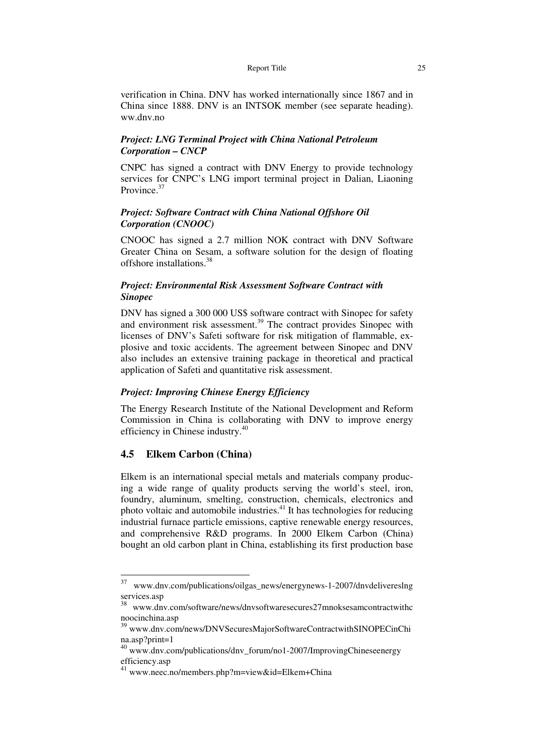verification in China. DNV has worked internationally since 1867 and in China since 1888. DNV is an INTSOK member (see separate heading). ww.dnv.no

### *Project: LNG Terminal Project with China National Petroleum Corporation – CNCP*

CNPC has signed a contract with DNV Energy to provide technology services for CNPC's LNG import terminal project in Dalian, Liaoning Province.[37]

### *Project: Software Contract with China National Offshore Oil Corporation (CNOOC)*

CNOOC has signed a 2.7 million NOK contract with DNV Software Greater China on Sesam, a software solution for the design of floating offshore installations.[38]

### *Project: Environmental Risk Assessment Software Contract with Sinopec*

DNV has signed a 300 000 US$ software contract with Sinopec for safety and environment risk assessment.[39] The contract provides Sinopec with licenses of DNV's Safeti software for risk mitigation of flammable, explosive and toxic accidents. The agreement between Sinopec and DNV also includes an extensive training package in theoretical and practical application of Safeti and quantitative risk assessment.

### *Project: Improving Chinese Energy Efficiency*

The Energy Research Institute of the National Development and Reform Commission in China is collaborating with DNV to improve energy efficiency in Chinese industry.[40]

## 4.5 Elkem Carbon (China)

Elkem is an international special metals and materials company producing a wide range of quality products serving the world's steel, iron, foundry, aluminum, smelting, construction, chemicals, electronics and photo voltaic and automobile industries.[41] It has technologies for reducing industrial furnace particle emissions, captive renewable energy resources, and comprehensive R&D programs. In 2000 Elkem Carbon (China) bought an old carbon plant in China, establishing its first production base

---

[37] www.dnv.com/publications/oilgas_news/energynews-1-2007/dnvdelivereslng services.asp

[38] www.dnv.com/software/news/dnvsoftwaresecures27mnoksesamcontractwithc noocinchina.asp

[39] www.dnv.com/news/DNVSecuresMajorSoftwareContractwithSINOPECinChi na.asp?print=1

[40] www.dnv.com/publications/dnv_forum/no1-2007/ImprovingChineseenergy efficiency.asp

[41] www.neec.no/members.php?m=view&id=Elkem+China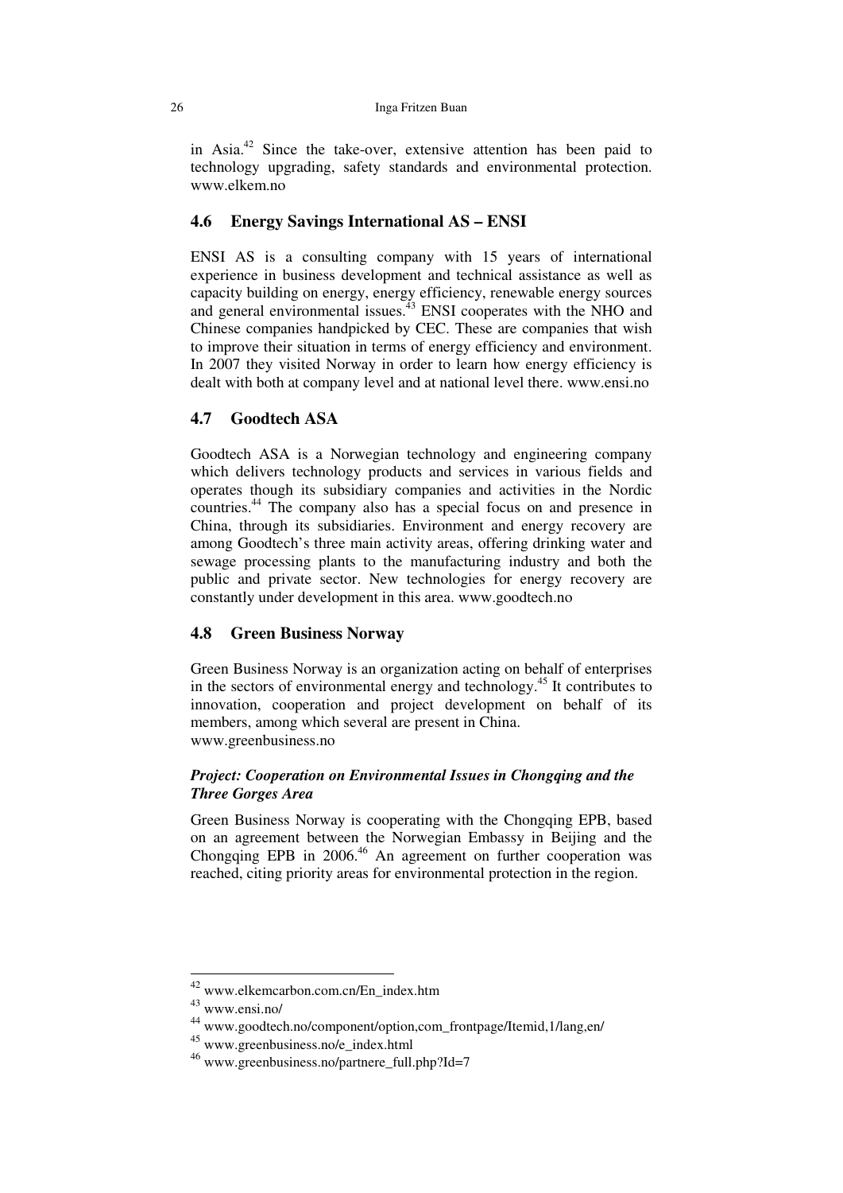in Asia.[42] Since the take-over, extensive attention has been paid to technology upgrading, safety standards and environmental protection. www.elkem.no

### 4.6 Energy Savings International AS – ENSI

ENSI AS is a consulting company with 15 years of international experience in business development and technical assistance as well as capacity building on energy, energy efficiency, renewable energy sources and general environmental issues.[43] ENSI cooperates with the NHO and Chinese companies handpicked by CEC. These are companies that wish to improve their situation in terms of energy efficiency and environment. In 2007 they visited Norway in order to learn how energy efficiency is dealt with both at company level and at national level there. www.ensi.no

### 4.7 Goodtech ASA

Goodtech ASA is a Norwegian technology and engineering company which delivers technology products and services in various fields and operates though its subsidiary companies and activities in the Nordic countries.[44] The company also has a special focus on and presence in China, through its subsidiaries. Environment and energy recovery are among Goodtech's three main activity areas, offering drinking water and sewage processing plants to the manufacturing industry and both the public and private sector. New technologies for energy recovery are constantly under development in this area. www.goodtech.no

### 4.8 Green Business Norway

Green Business Norway is an organization acting on behalf of enterprises in the sectors of environmental energy and technology.[45] It contributes to innovation, cooperation and project development on behalf of its members, among which several are present in China.
www.greenbusiness.no

#### *Project: Cooperation on Environmental Issues in Chongqing and the Three Gorges Area*

Green Business Norway is cooperating with the Chongqing EPB, based on an agreement between the Norwegian Embassy in Beijing and the Chongqing EPB in 2006.[46] An agreement on further cooperation was reached, citing priority areas for environmental protection in the region.

---

[42] www.elkemcarbon.com.cn/En_index.htm
[43] www.ensi.no/
[44] www.goodtech.no/component/option,com_frontpage/Itemid,1/lang,en/
[45] www.greenbusiness.no/e_index.html
[46] www.greenbusiness.no/partnere_full.php?Id=7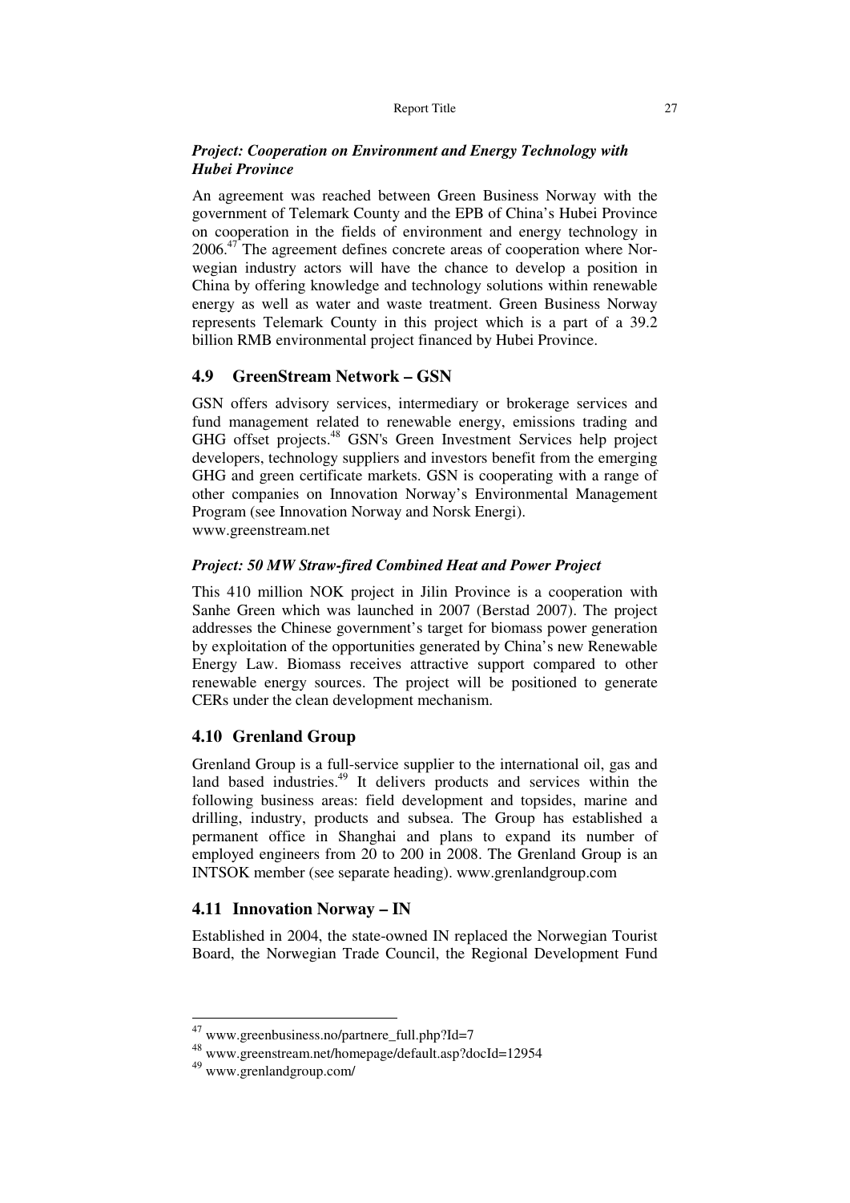***Project: Cooperation on Environment and Energy Technology with Hubei Province***

An agreement was reached between Green Business Norway with the government of Telemark County and the EPB of China's Hubei Province on cooperation in the fields of environment and energy technology in 2006.[47] The agreement defines concrete areas of cooperation where Norwegian industry actors will have the chance to develop a position in China by offering knowledge and technology solutions within renewable energy as well as water and waste treatment. Green Business Norway represents Telemark County in this project which is a part of a 39.2 billion RMB environmental project financed by Hubei Province.

## 4.9 GreenStream Network – GSN

GSN offers advisory services, intermediary or brokerage services and fund management related to renewable energy, emissions trading and GHG offset projects.[48] GSN's Green Investment Services help project developers, technology suppliers and investors benefit from the emerging GHG and green certificate markets. GSN is cooperating with a range of other companies on Innovation Norway's Environmental Management Program (see Innovation Norway and Norsk Energi).
www.greenstream.net

***Project: 50 MW Straw-fired Combined Heat and Power Project***

This 410 million NOK project in Jilin Province is a cooperation with Sanhe Green which was launched in 2007 (Berstad 2007). The project addresses the Chinese government's target for biomass power generation by exploitation of the opportunities generated by China's new Renewable Energy Law. Biomass receives attractive support compared to other renewable energy sources. The project will be positioned to generate CERs under the clean development mechanism.

## 4.10 Grenland Group

Grenland Group is a full-service supplier to the international oil, gas and land based industries.[49] It delivers products and services within the following business areas: field development and topsides, marine and drilling, industry, products and subsea. The Group has established a permanent office in Shanghai and plans to expand its number of employed engineers from 20 to 200 in 2008. The Grenland Group is an INTSOK member (see separate heading). www.grenlandgroup.com

## 4.11 Innovation Norway – IN

Established in 2004, the state-owned IN replaced the Norwegian Tourist Board, the Norwegian Trade Council, the Regional Development Fund

---

[47] www.greenbusiness.no/partnere_full.php?Id=7

[48] www.greenstream.net/homepage/default.asp?docId=12954

[49] www.grenlandgroup.com/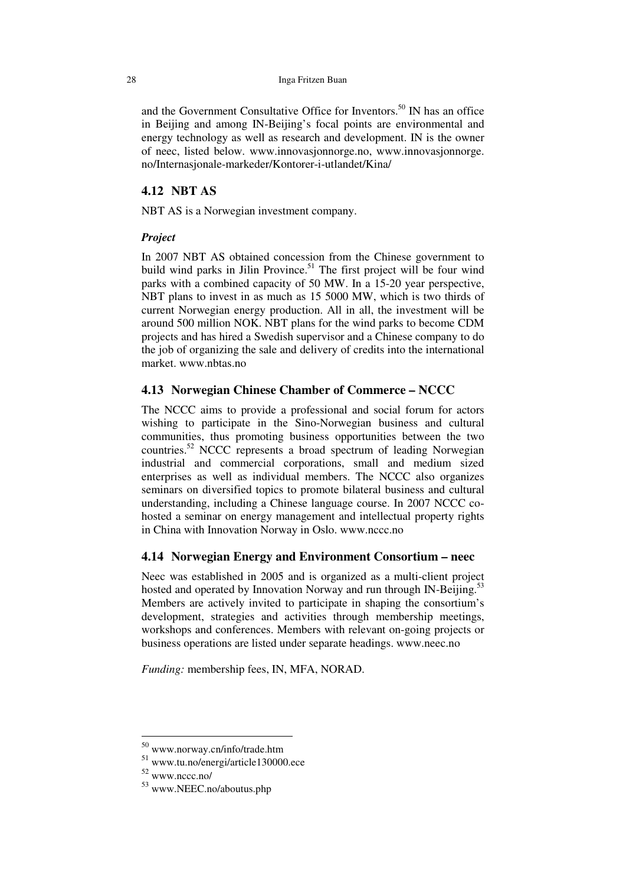and the Government Consultative Office for Inventors.[50] IN has an office in Beijing and among IN-Beijing's focal points are environmental and energy technology as well as research and development. IN is the owner of neec, listed below. www.innovasjonnorge.no, www.innovasjonnorge.no/Internasjonale-markeder/Kontorer-i-utlandet/Kina/

## 4.12 NBT AS

NBT AS is a Norwegian investment company.

***Project***

In 2007 NBT AS obtained concession from the Chinese government to build wind parks in Jilin Province.[51] The first project will be four wind parks with a combined capacity of 50 MW. In a 15-20 year perspective, NBT plans to invest in as much as 15 5000 MW, which is two thirds of current Norwegian energy production. All in all, the investment will be around 500 million NOK. NBT plans for the wind parks to become CDM projects and has hired a Swedish supervisor and a Chinese company to do the job of organizing the sale and delivery of credits into the international market. www.nbtas.no

## 4.13 Norwegian Chinese Chamber of Commerce – NCCC

The NCCC aims to provide a professional and social forum for actors wishing to participate in the Sino-Norwegian business and cultural communities, thus promoting business opportunities between the two countries.[52] NCCC represents a broad spectrum of leading Norwegian industrial and commercial corporations, small and medium sized enterprises as well as individual members. The NCCC also organizes seminars on diversified topics to promote bilateral business and cultural understanding, including a Chinese language course. In 2007 NCCC co-hosted a seminar on energy management and intellectual property rights in China with Innovation Norway in Oslo. www.nccc.no

## 4.14 Norwegian Energy and Environment Consortium – neec

Neec was established in 2005 and is organized as a multi-client project hosted and operated by Innovation Norway and run through IN-Beijing.[53] Members are actively invited to participate in shaping the consortium's development, strategies and activities through membership meetings, workshops and conferences. Members with relevant on-going projects or business operations are listed under separate headings. www.neec.no

*Funding:* membership fees, IN, MFA, NORAD.

---

[50] www.norway.cn/info/trade.htm

[51] www.tu.no/energi/article130000.ece

[52] www.nccc.no/

[53] www.NEEC.no/aboutus.php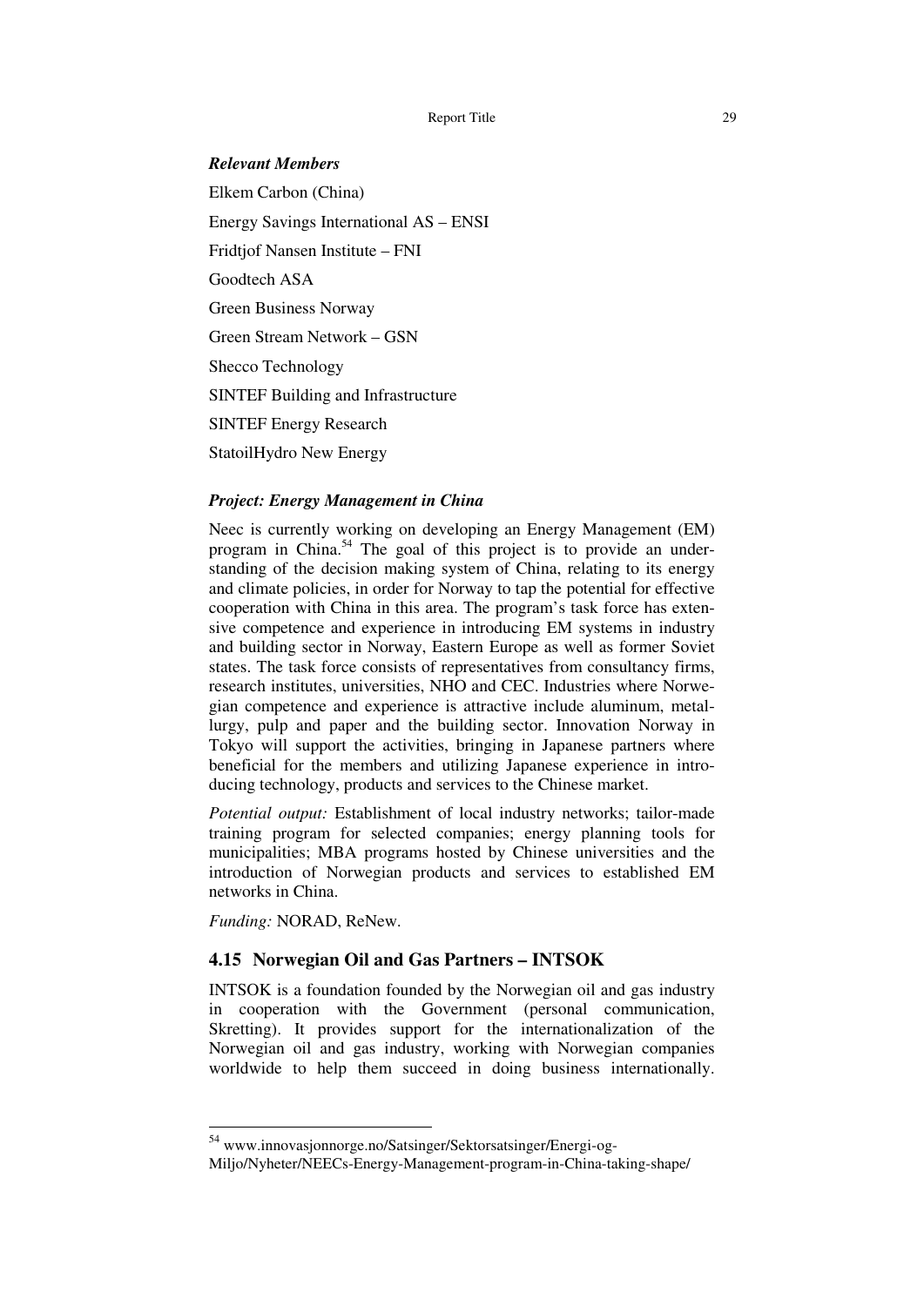***Relevant Members***

Elkem Carbon (China)

Energy Savings International AS – ENSI

Fridtjof Nansen Institute – FNI

Goodtech ASA

Green Business Norway

Green Stream Network – GSN

Shecco Technology

SINTEF Building and Infrastructure

SINTEF Energy Research

StatoilHydro New Energy

***Project: Energy Management in China***

Neec is currently working on developing an Energy Management (EM) program in China.[54] The goal of this project is to provide an understanding of the decision making system of China, relating to its energy and climate policies, in order for Norway to tap the potential for effective cooperation with China in this area. The program's task force has extensive competence and experience in introducing EM systems in industry and building sector in Norway, Eastern Europe as well as former Soviet states. The task force consists of representatives from consultancy firms, research institutes, universities, NHO and CEC. Industries where Norwegian competence and experience is attractive include aluminum, metallurgy, pulp and paper and the building sector. Innovation Norway in Tokyo will support the activities, bringing in Japanese partners where beneficial for the members and utilizing Japanese experience in introducing technology, products and services to the Chinese market.

*Potential output:* Establishment of local industry networks; tailor-made training program for selected companies; energy planning tools for municipalities; MBA programs hosted by Chinese universities and the introduction of Norwegian products and services to established EM networks in China.

*Funding:* NORAD, ReNew.

## 4.15 Norwegian Oil and Gas Partners – INTSOK

INTSOK is a foundation founded by the Norwegian oil and gas industry in cooperation with the Government (personal communication, Skretting). It provides support for the internationalization of the Norwegian oil and gas industry, working with Norwegian companies worldwide to help them succeed in doing business internationally.

---

[54] www.innovasjonnorge.no/Satsinger/Sektorsatsinger/Energi-og-Miljo/Nyheter/NEECs-Energy-Management-program-in-China-taking-shape/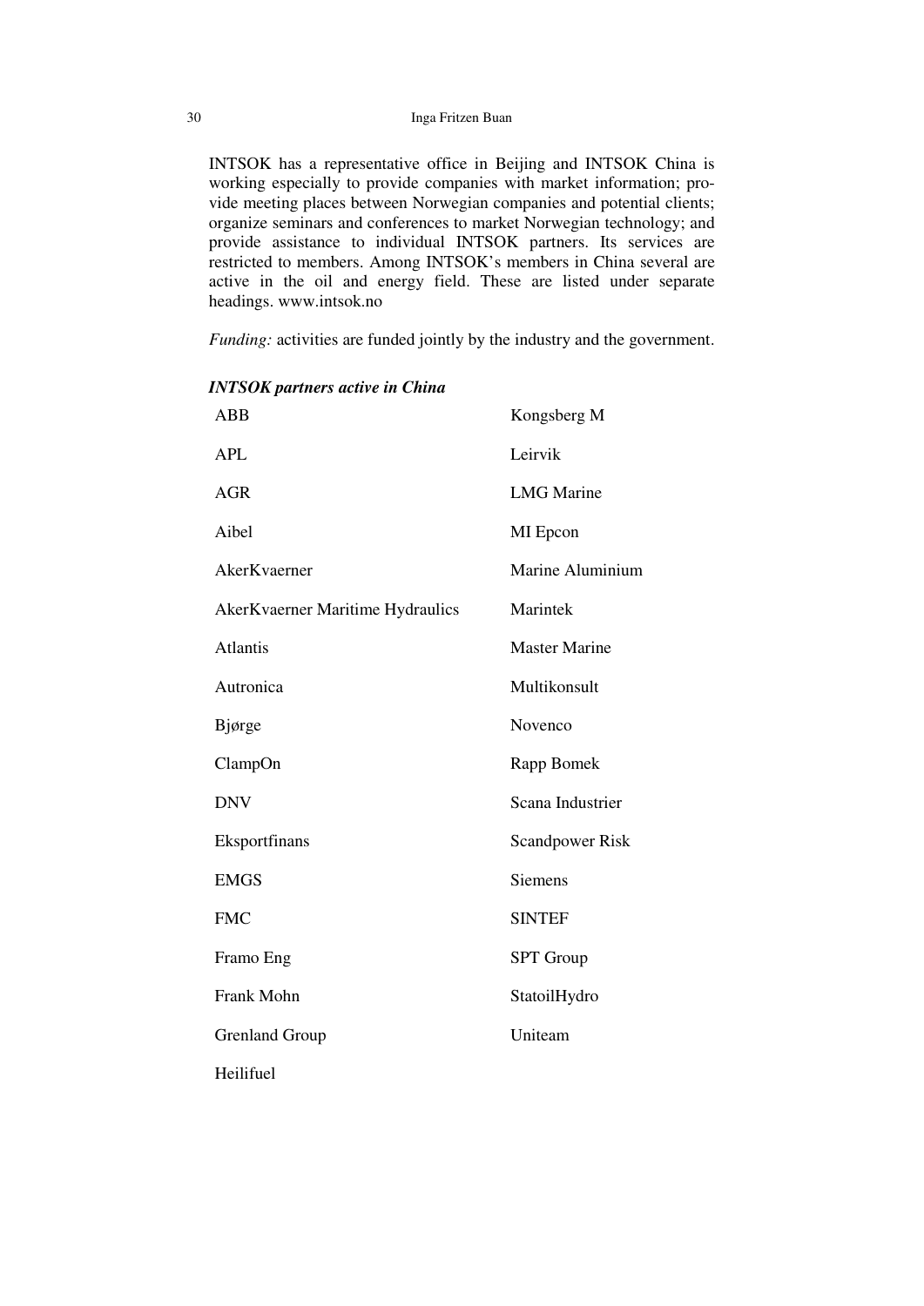INTSOK has a representative office in Beijing and INTSOK China is working especially to provide companies with market information; provide meeting places between Norwegian companies and potential clients; organize seminars and conferences to market Norwegian technology; and provide assistance to individual INTSOK partners. Its services are restricted to members. Among INTSOK's members in China several are active in the oil and energy field. These are listed under separate headings. www.intsok.no

*Funding:* activities are funded jointly by the industry and the government.

***INTSOK partners active in China***

| | |
|---|---|
| ABB | Kongsberg M |
| APL | Leirvik |
| AGR | LMG Marine |
| Aibel | MI Epcon |
| AkerKvaerner | Marine Aluminium |
| AkerKvaerner Maritime Hydraulics | Marintek |
| Atlantis | Master Marine |
| Autronica | Multikonsult |
| Bjørge | Novenco |
| ClampOn | Rapp Bomek |
| DNV | Scana Industrier |
| Eksportfinans | Scandpower Risk |
| EMGS | Siemens |
| FMC | SINTEF |
| Framo Eng | SPT Group |
| Frank Mohn | StatoilHydro |
| Grenland Group | Uniteam |
| Heilifuel | |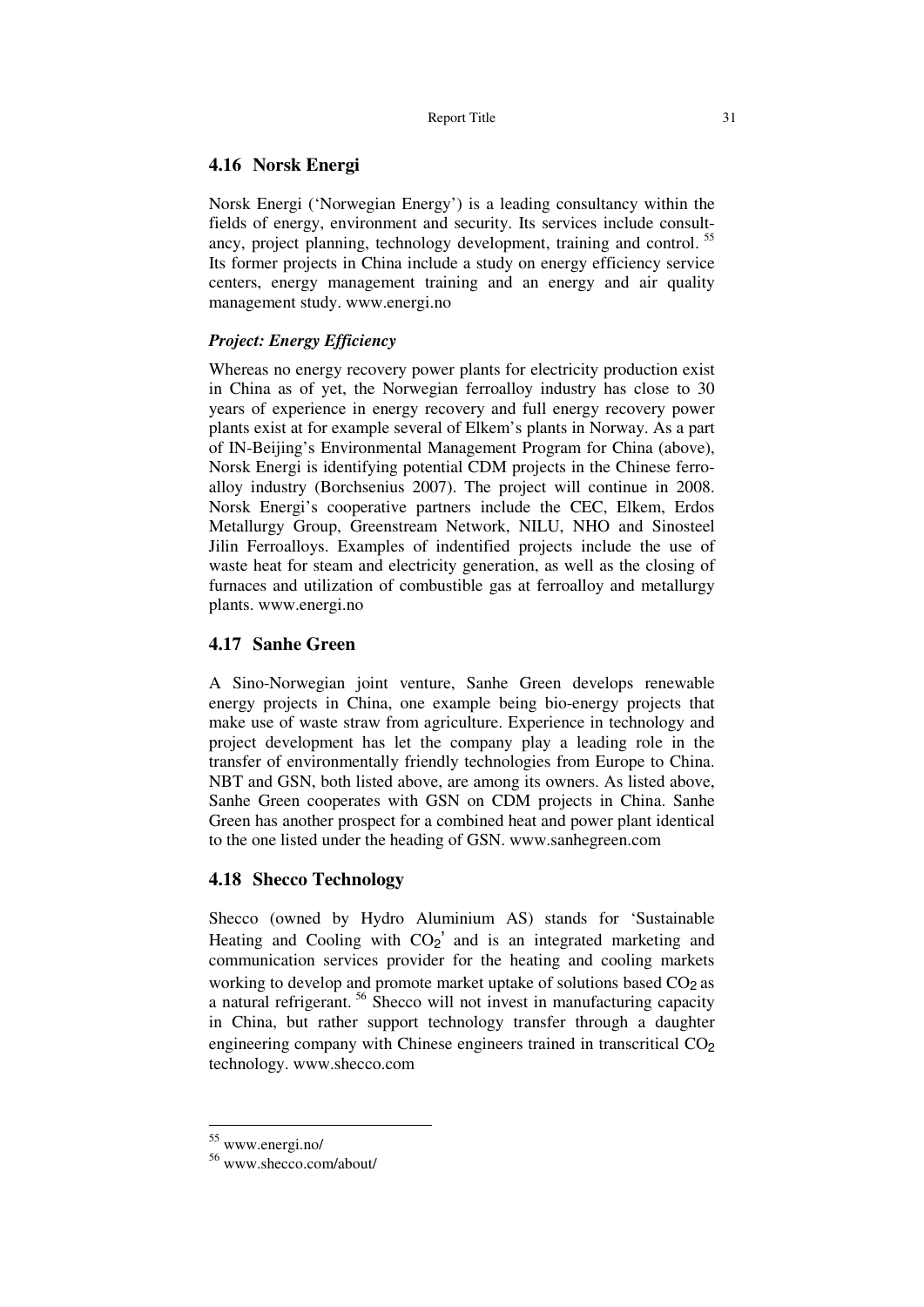## 4.16 Norsk Energi

Norsk Energi ('Norwegian Energy') is a leading consultancy within the fields of energy, environment and security. Its services include consultancy, project planning, technology development, training and control. [55] Its former projects in China include a study on energy efficiency service centers, energy management training and an energy and air quality management study. www.energi.no

### *Project: Energy Efficiency*

Whereas no energy recovery power plants for electricity production exist in China as of yet, the Norwegian ferroalloy industry has close to 30 years of experience in energy recovery and full energy recovery power plants exist at for example several of Elkem's plants in Norway. As a part of IN-Beijing's Environmental Management Program for China (above), Norsk Energi is identifying potential CDM projects in the Chinese ferroalloy industry (Borchsenius 2007). The project will continue in 2008. Norsk Energi's cooperative partners include the CEC, Elkem, Erdos Metallurgy Group, Greenstream Network, NILU, NHO and Sinosteel Jilin Ferroalloys. Examples of indentified projects include the use of waste heat for steam and electricity generation, as well as the closing of furnaces and utilization of combustible gas at ferroalloy and metallurgy plants. www.energi.no

## 4.17 Sanhe Green

A Sino-Norwegian joint venture, Sanhe Green develops renewable energy projects in China, one example being bio-energy projects that make use of waste straw from agriculture. Experience in technology and project development has let the company play a leading role in the transfer of environmentally friendly technologies from Europe to China. NBT and GSN, both listed above, are among its owners. As listed above, Sanhe Green cooperates with GSN on CDM projects in China. Sanhe Green has another prospect for a combined heat and power plant identical to the one listed under the heading of GSN. www.sanhegreen.com

## 4.18 Shecco Technology

Shecco (owned by Hydro Aluminium AS) stands for 'Sustainable Heating and Cooling with $CO_2$' and is an integrated marketing and communication services provider for the heating and cooling markets working to develop and promote market uptake of solutions based $CO_2$ as a natural refrigerant. [56] Shecco will not invest in manufacturing capacity in China, but rather support technology transfer through a daughter engineering company with Chinese engineers trained in transcritical $CO_2$ technology. www.shecco.com

---

[55] www.energi.no/

[56] www.shecco.com/about/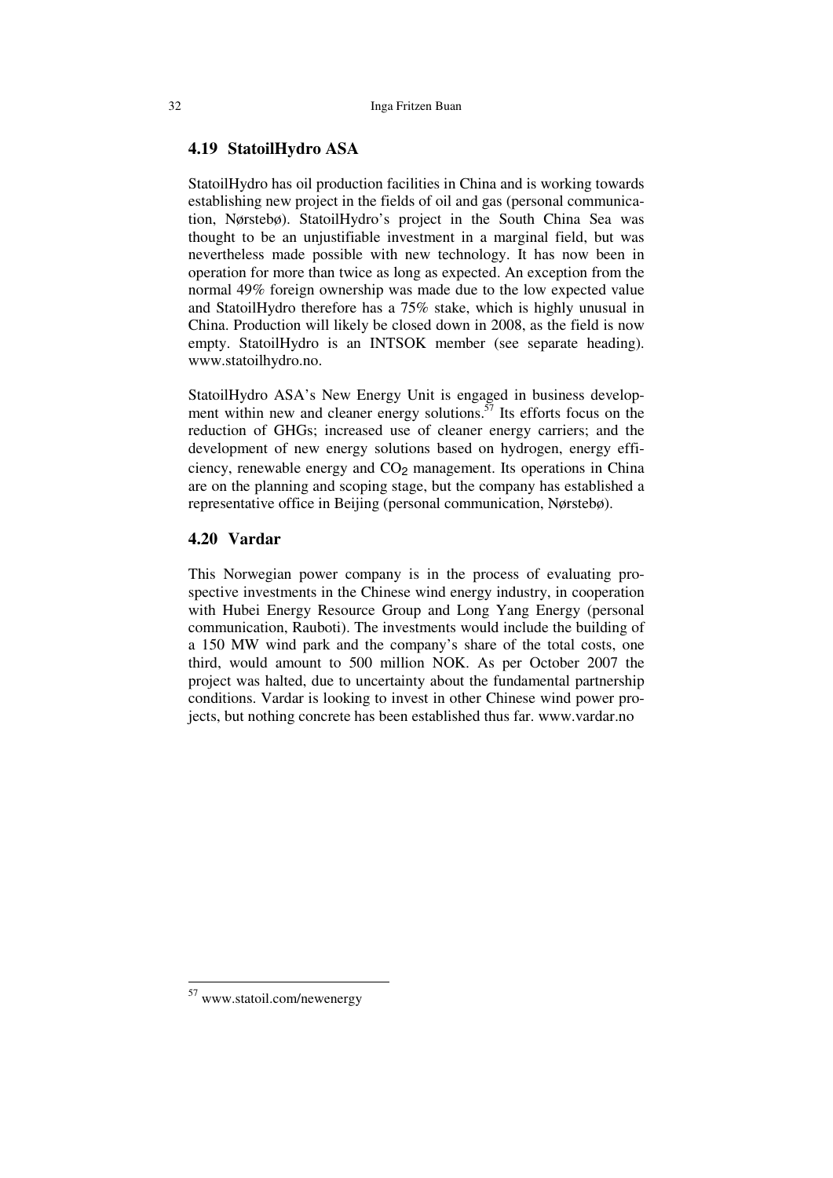## 4.19 StatoilHydro ASA

StatoilHydro has oil production facilities in China and is working towards establishing new project in the fields of oil and gas (personal communication, Nørstebø). StatoilHydro's project in the South China Sea was thought to be an unjustifiable investment in a marginal field, but was nevertheless made possible with new technology. It has now been in operation for more than twice as long as expected. An exception from the normal 49% foreign ownership was made due to the low expected value and StatoilHydro therefore has a 75% stake, which is highly unusual in China. Production will likely be closed down in 2008, as the field is now empty. StatoilHydro is an INTSOK member (see separate heading). www.statoilhydro.no.

StatoilHydro ASA's New Energy Unit is engaged in business development within new and cleaner energy solutions.[57] Its efforts focus on the reduction of GHGs; increased use of cleaner energy carriers; and the development of new energy solutions based on hydrogen, energy efficiency, renewable energy and $CO_2$ management. Its operations in China are on the planning and scoping stage, but the company has established a representative office in Beijing (personal communication, Nørstebø).

## 4.20 Vardar

This Norwegian power company is in the process of evaluating prospective investments in the Chinese wind energy industry, in cooperation with Hubei Energy Resource Group and Long Yang Energy (personal communication, Rauboti). The investments would include the building of a 150 MW wind park and the company's share of the total costs, one third, would amount to 500 million NOK. As per October 2007 the project was halted, due to uncertainty about the fundamental partnership conditions. Vardar is looking to invest in other Chinese wind power projects, but nothing concrete has been established thus far. www.vardar.no

---

[57] www.statoil.com/newenergy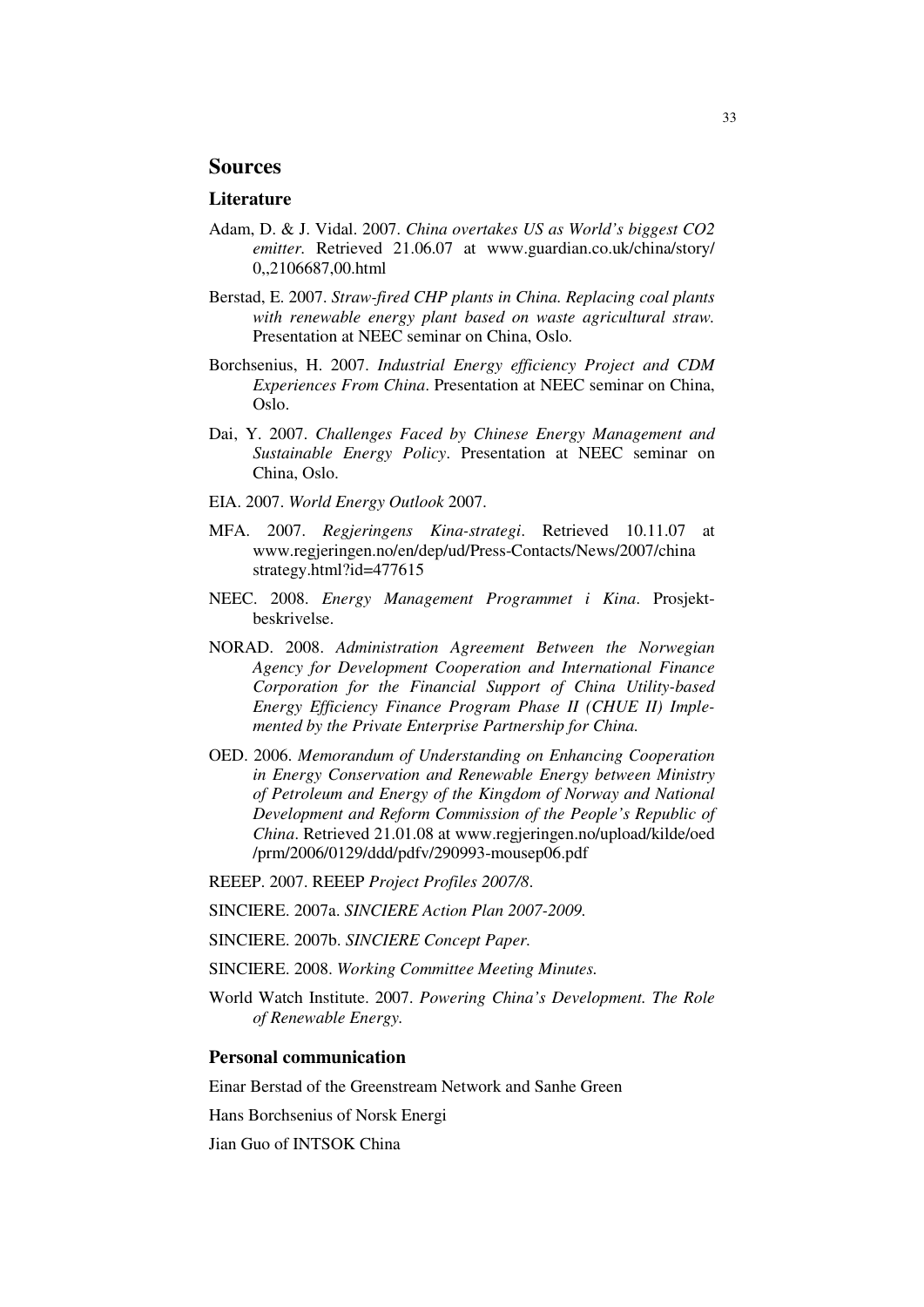## Sources

### Literature

Adam, D. & J. Vidal. 2007. *China overtakes US as World's biggest CO2 emitter.* Retrieved 21.06.07 at www.guardian.co.uk/china/story/0,,2106687,00.html

Berstad, E. 2007. *Straw-fired CHP plants in China. Replacing coal plants with renewable energy plant based on waste agricultural straw.* Presentation at NEEC seminar on China, Oslo.

Borchsenius, H. 2007. *Industrial Energy efficiency Project and CDM Experiences From China*. Presentation at NEEC seminar on China, Oslo.

Dai, Y. 2007. *Challenges Faced by Chinese Energy Management and Sustainable Energy Policy*. Presentation at NEEC seminar on China, Oslo.

EIA. 2007. *World Energy Outlook* 2007.

MFA. 2007. *Regjeringens Kina-strategi*. Retrieved 10.11.07 at www.regjeringen.no/en/dep/ud/Press-Contacts/News/2007/china strategy.html?id=477615

NEEC. 2008. *Energy Management Programmet i Kina*. Prosjekt-beskrivelse.

NORAD. 2008. *Administration Agreement Between the Norwegian Agency for Development Cooperation and International Finance Corporation for the Financial Support of China Utility-based Energy Efficiency Finance Program Phase II (CHUE II) Implemented by the Private Enterprise Partnership for China.*

OED. 2006. *Memorandum of Understanding on Enhancing Cooperation in Energy Conservation and Renewable Energy between Ministry of Petroleum and Energy of the Kingdom of Norway and National Development and Reform Commission of the People's Republic of China*. Retrieved 21.01.08 at www.regjeringen.no/upload/kilde/oed/prm/2006/0129/ddd/pdfv/290993-mousep06.pdf

REEEP. 2007. REEEP *Project Profiles 2007/8*.

SINCIERE. 2007a. *SINCIERE Action Plan 2007-2009.*

SINCIERE. 2007b. *SINCIERE Concept Paper.*

SINCIERE. 2008. *Working Committee Meeting Minutes.*

World Watch Institute. 2007. *Powering China's Development. The Role of Renewable Energy.*

### Personal communication

Einar Berstad of the Greenstream Network and Sanhe Green

Hans Borchsenius of Norsk Energi

Jian Guo of INTSOK China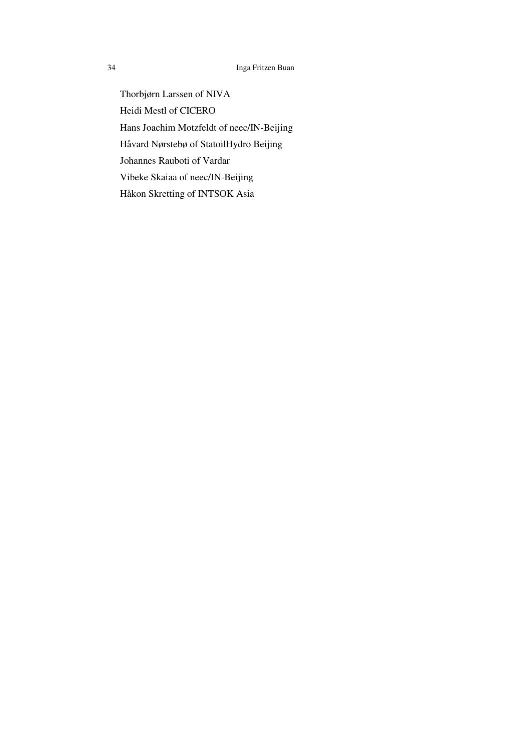Thorbjørn Larssen of NIVA

Heidi Mestl of CICERO

Hans Joachim Motzfeldt of neec/IN-Beijing

Håvard Nørstebø of StatoilHydro Beijing

Johannes Rauboti of Vardar

Vibeke Skaiaa of neec/IN-Beijing

Håkon Skretting of INTSOK Asia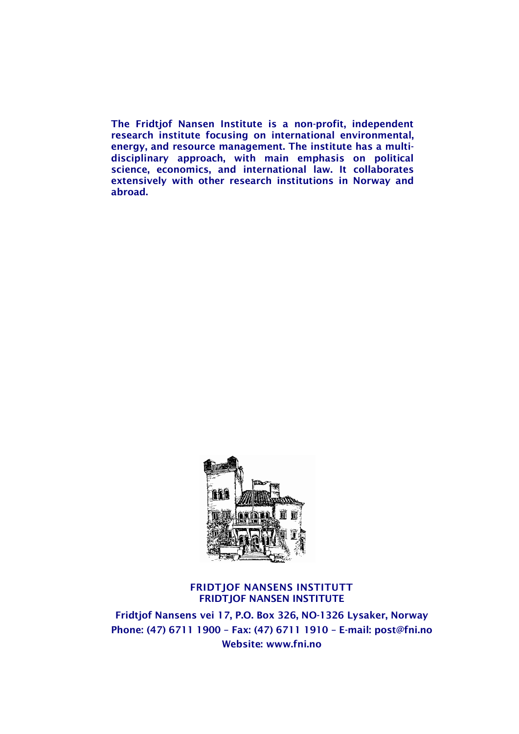**The Fridtjof Nansen Institute is a non-profit, independent research institute focusing on international environmental, energy, and resource management. The institute has a multi-disciplinary approach, with main emphasis on political science, economics, and international law. It collaborates extensively with other research institutions in Norway and abroad.**

**FRIDTJOF NANSENS INSTITUTT**
**FRIDTJOF NANSEN INSTITUTE**

**Fridtjof Nansens vei 17, P.O. Box 326, NO-1326 Lysaker, Norway**
**Phone: (47) 6711 1900 – Fax: (47) 6711 1910 – E-mail: post@fni.no**
**Website: www.fni.no**